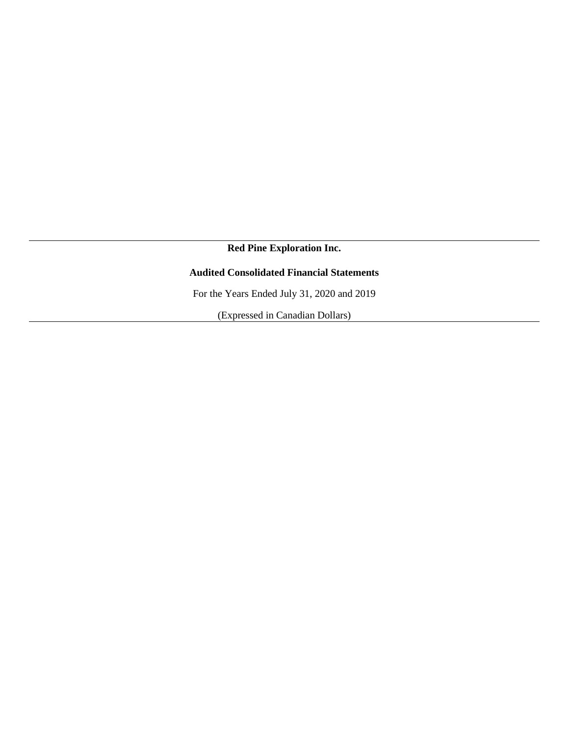# Red Pine Exploration Inc.

## Audited Consolidated Financial Statements

For the Years Ended July 31, 2020 and 2019

(Expressed in Canadian Dollars)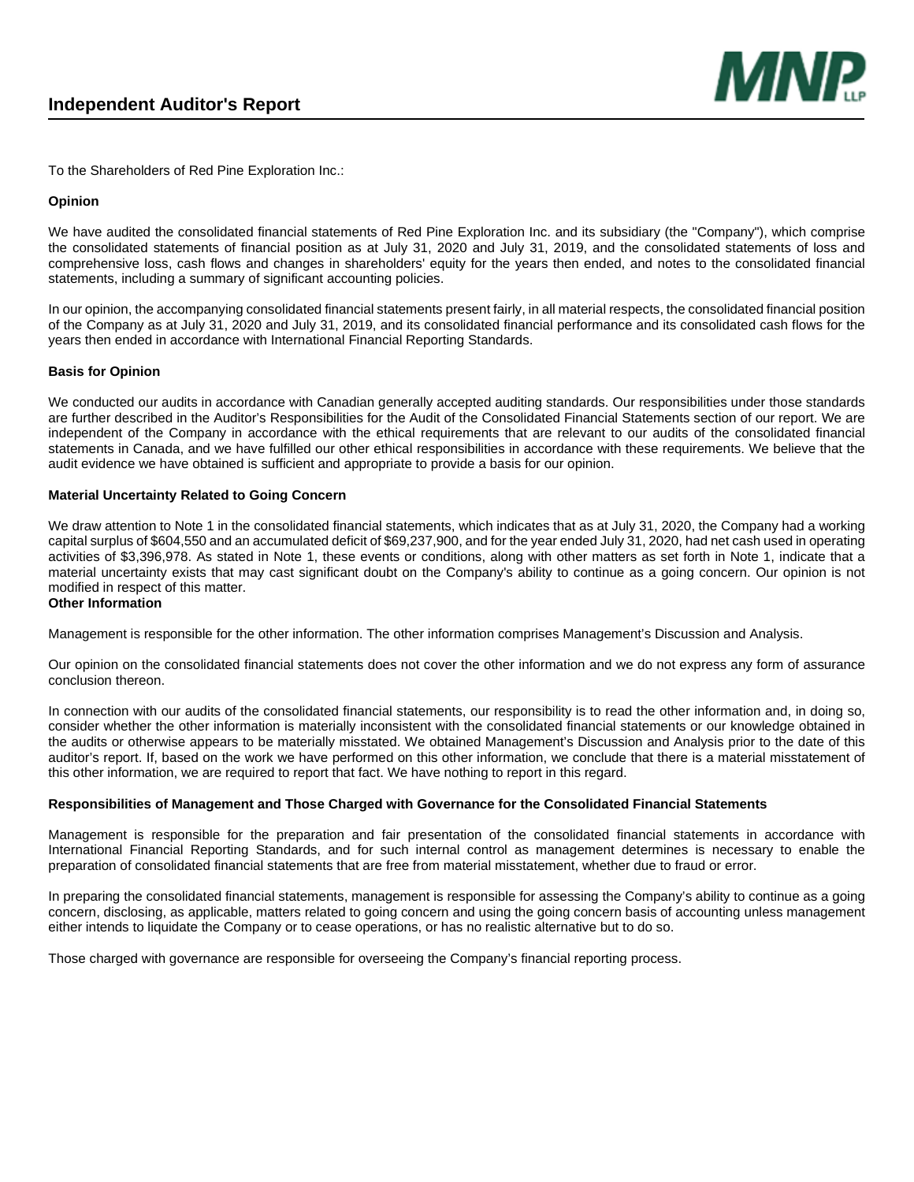# Independent Auditor's Report

To the Shareholders of Red Pine Exploration Inc.:

**Opinion**

We have audited the consolidated financial statements of Red Pine Exploration Inc. and its subsidiary (the "Company"), which comprise the consolidated statements of financial position as at July 31, 2020 and July 31, 2019, and the consolidated statements of loss and comprehensive loss, cash flows and changes in shareholders' equity for the years then ended, and notes to the consolidated financial statements, including a summary of significant accounting policies.

In our opinion, the accompanying consolidated financial statements present fairly, in all material respects, the consolidated financial position of the Company as at July 31, 2020 and July 31, 2019, and its consolidated financial performance and its consolidated cash flows for the years then ended in accordance with International Financial Reporting Standards.

**Basis for Opinion**

We conducted our audits in accordance with Canadian generally accepted auditing standards. Our responsibilities under those standards are further described in the Auditor's Responsibilities for the Audit of the Consolidated Financial Statements section of our report. We are independent of the Company in accordance with the ethical requirements that are relevant to our audits of the consolidated financial statements in Canada, and we have fulfilled our other ethical responsibilities in accordance with these requirements. We believe that the audit evidence we have obtained is sufficient and appropriate to provide a basis for our opinion.

**Material Uncertainty Related to Going Concern**

We draw attention to Note 1 in the consolidated financial statements, which indicates that as at July 31, 2020, the Company had a working capital surplus of $604,550 and an accumulated deficit of $69,237,900, and for the year ended July 31, 2020, had net cash used in operating activities of $3,396,978. As stated in Note 1, these events or conditions, along with other matters as set forth in Note 1, indicate that a material uncertainty exists that may cast significant doubt on the Company's ability to continue as a going concern. Our opinion is not modified in respect of this matter.

**Other Information**

Management is responsible for the other information. The other information comprises Management's Discussion and Analysis.

Our opinion on the consolidated financial statements does not cover the other information and we do not express any form of assurance conclusion thereon.

In connection with our audits of the consolidated financial statements, our responsibility is to read the other information and, in doing so, consider whether the other information is materially inconsistent with the consolidated financial statements or our knowledge obtained in the audits or otherwise appears to be materially misstated. We obtained Management's Discussion and Analysis prior to the date of this auditor's report. If, based on the work we have performed on this other information, we conclude that there is a material misstatement of this other information, we are required to report that fact. We have nothing to report in this regard.

**Responsibilities of Management and Those Charged with Governance for the Consolidated Financial Statements**

Management is responsible for the preparation and fair presentation of the consolidated financial statements in accordance with International Financial Reporting Standards, and for such internal control as management determines is necessary to enable the preparation of consolidated financial statements that are free from material misstatement, whether due to fraud or error.

In preparing the consolidated financial statements, management is responsible for assessing the Company's ability to continue as a going concern, disclosing, as applicable, matters related to going concern and using the going concern basis of accounting unless management either intends to liquidate the Company or to cease operations, or has no realistic alternative but to do so.

Those charged with governance are responsible for overseeing the Company's financial reporting process.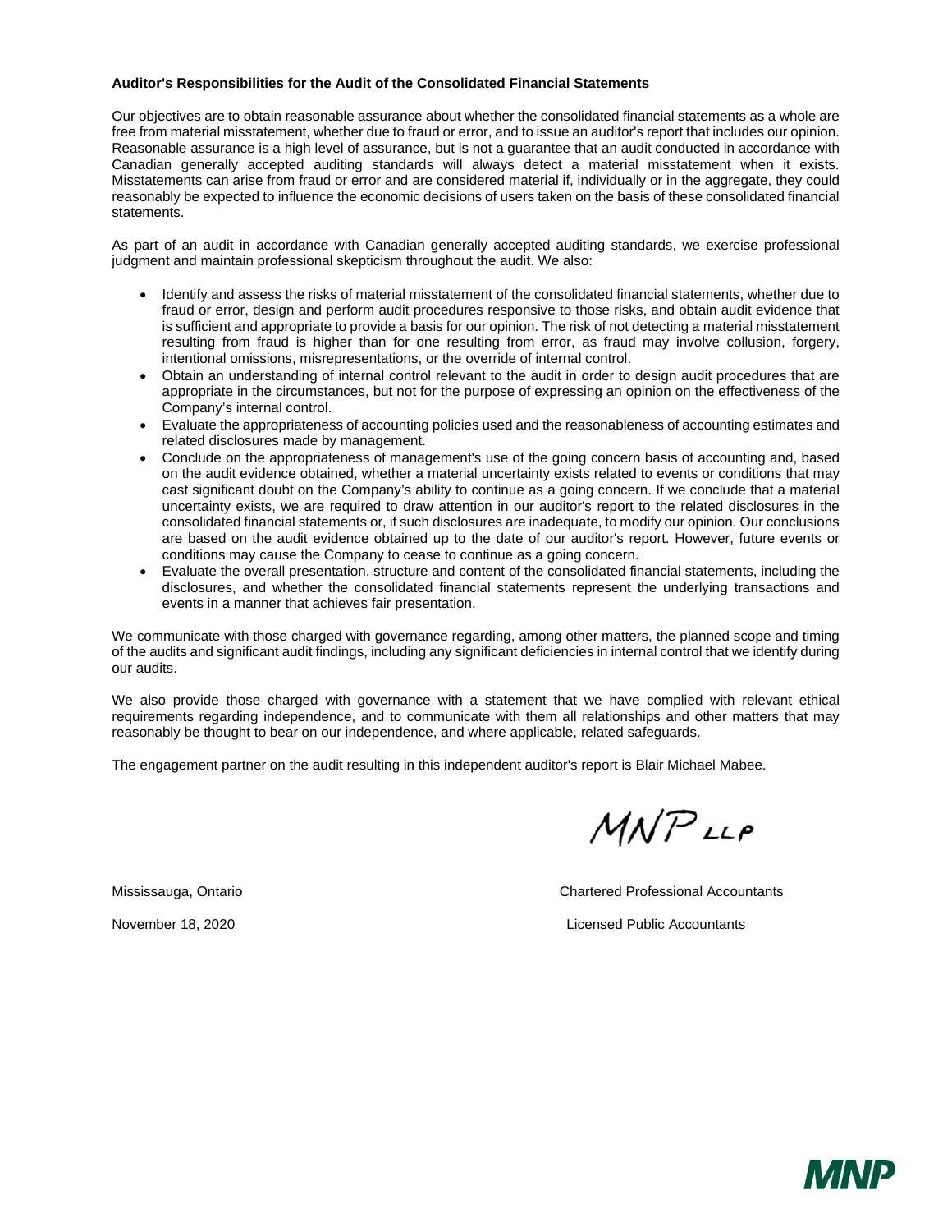**Auditor's Responsibilities for the Audit of the Consolidated Financial Statements**

Our objectives are to obtain reasonable assurance about whether the consolidated financial statements as a whole are free from material misstatement, whether due to fraud or error, and to issue an auditor's report that includes our opinion. Reasonable assurance is a high level of assurance, but is not a guarantee that an audit conducted in accordance with Canadian generally accepted auditing standards will always detect a material misstatement when it exists. Misstatements can arise from fraud or error and are considered material if, individually or in the aggregate, they could reasonably be expected to influence the economic decisions of users taken on the basis of these consolidated financial statements.

As part of an audit in accordance with Canadian generally accepted auditing standards, we exercise professional judgment and maintain professional skepticism throughout the audit. We also:

- Identify and assess the risks of material misstatement of the consolidated financial statements, whether due to fraud or error, design and perform audit procedures responsive to those risks, and obtain audit evidence that is sufficient and appropriate to provide a basis for our opinion. The risk of not detecting a material misstatement resulting from fraud is higher than for one resulting from error, as fraud may involve collusion, forgery, intentional omissions, misrepresentations, or the override of internal control.
- Obtain an understanding of internal control relevant to the audit in order to design audit procedures that are appropriate in the circumstances, but not for the purpose of expressing an opinion on the effectiveness of the Company's internal control.
- Evaluate the appropriateness of accounting policies used and the reasonableness of accounting estimates and related disclosures made by management.
- Conclude on the appropriateness of management's use of the going concern basis of accounting and, based on the audit evidence obtained, whether a material uncertainty exists related to events or conditions that may cast significant doubt on the Company's ability to continue as a going concern. If we conclude that a material uncertainty exists, we are required to draw attention in our auditor's report to the related disclosures in the consolidated financial statements or, if such disclosures are inadequate, to modify our opinion. Our conclusions are based on the audit evidence obtained up to the date of our auditor's report. However, future events or conditions may cause the Company to cease to continue as a going concern.
- Evaluate the overall presentation, structure and content of the consolidated financial statements, including the disclosures, and whether the consolidated financial statements represent the underlying transactions and events in a manner that achieves fair presentation.

We communicate with those charged with governance regarding, among other matters, the planned scope and timing of the audits and significant audit findings, including any significant deficiencies in internal control that we identify during our audits.

We also provide those charged with governance with a statement that we have complied with relevant ethical requirements regarding independence, and to communicate with them all relationships and other matters that may reasonably be thought to bear on our independence, and where applicable, related safeguards.

The engagement partner on the audit resulting in this independent auditor's report is Blair Michael Mabee.

MNP LLP

Mississauga, Ontario

November 18, 2020

Chartered Professional Accountants

Licensed Public Accountants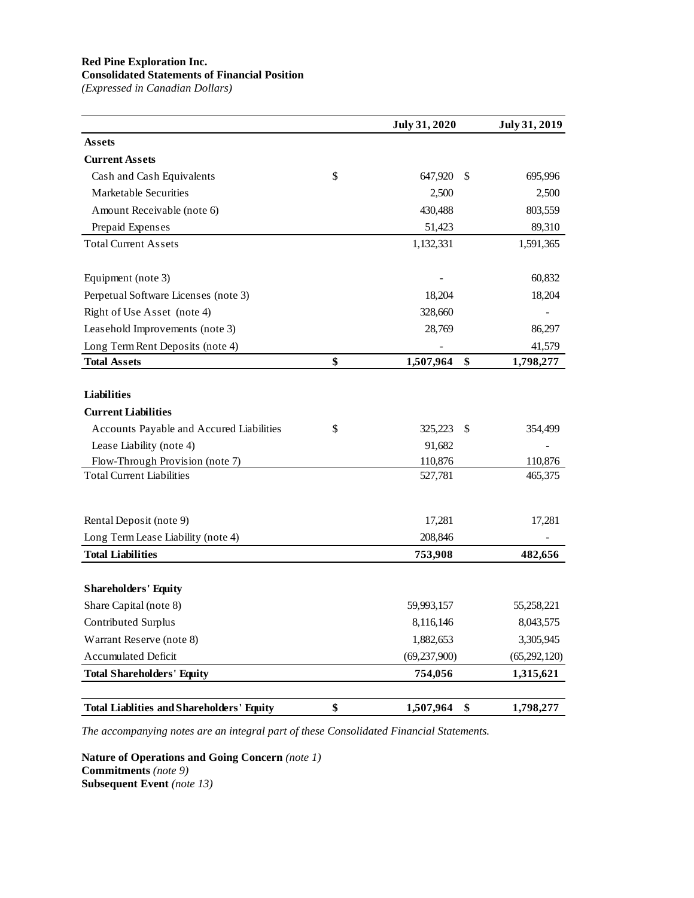**Red Pine Exploration Inc.**
**Consolidated Statements of Financial Position**
*(Expressed in Canadian Dollars)*

| | July 31, 2020 | July 31, 2019 |
|---|---|---|
| **Assets** | | |
| **Current Assets** | | |
| Cash and Cash Equivalents | $ 647,920 | $ 695,996 |
| Marketable Securities | 2,500 | 2,500 |
| Amount Receivable (note 6) | 430,488 | 803,559 |
| Prepaid Expenses | 51,423 | 89,310 |
| Total Current Assets | 1,132,331 | 1,591,365 |
| | | |
| Equipment (note 3) | - | 60,832 |
| Perpetual Software Licenses (note 3) | 18,204 | 18,204 |
| Right of Use Asset (note 4) | 328,660 | - |
| Leasehold Improvements (note 3) | 28,769 | 86,297 |
| Long Term Rent Deposits (note 4) | - | 41,579 |
| **Total Assets** | **$ 1,507,964** | **$ 1,798,277** |
| | | |
| **Liabilities** | | |
| **Current Liabilities** | | |
| Accounts Payable and Accured Liabilities | $ 325,223 | $ 354,499 |
| Lease Liability (note 4) | 91,682 | - |
| Flow-Through Provision (note 7) | 110,876 | 110,876 |
| Total Current Liabilities | 527,781 | 465,375 |
| | | |
| Rental Deposit (note 9) | 17,281 | 17,281 |
| Long Term Lease Liability (note 4) | 208,846 | - |
| **Total Liabilities** | **753,908** | **482,656** |
| | | |
| **Shareholders' Equity** | | |
| Share Capital (note 8) | 59,993,157 | 55,258,221 |
| Contributed Surplus | 8,116,146 | 8,043,575 |
| Warrant Reserve (note 8) | 1,882,653 | 3,305,945 |
| Accumulated Deficit | (69,237,900) | (65,292,120) |
| **Total Shareholders' Equity** | **754,056** | **1,315,621** |
| | | |
| **Total Liablities and Shareholders' Equity** | **$ 1,507,964** | **$ 1,798,277** |

*The accompanying notes are an integral part of these Consolidated Financial Statements.*

**Nature of Operations and Going Concern** *(note 1)*
**Commitments** *(note 9)*
**Subsequent Event** *(note 13)*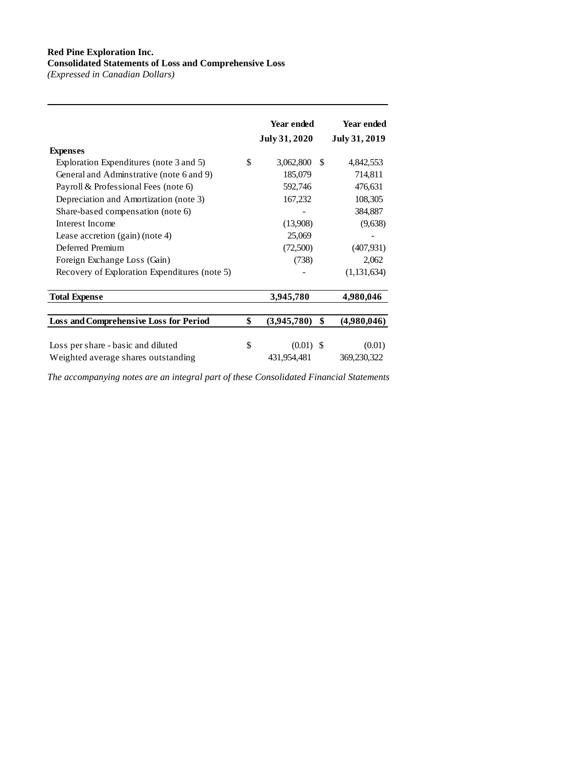**Red Pine Exploration Inc.**
**Consolidated Statements of Loss and Comprehensive Loss**
*(Expressed in Canadian Dollars)*

| | Year ended July 31, 2020 | Year ended July 31, 2019 |
|---|---|---|
| **Expenses** | | |
| Exploration Expenditures (note 3 and 5) | $ 3,062,800 | $ 4,842,553 |
| General and Adminstrative (note 6 and 9) | 185,079 | 714,811 |
| Payroll & Professional Fees (note 6) | 592,746 | 476,631 |
| Depreciation and Amortization (note 3) | 167,232 | 108,305 |
| Share-based compensation (note 6) | - | 384,887 |
| Interest Income | (13,908) | (9,638) |
| Lease accretion (gain) (note 4) | 25,069 | - |
| Deferred Premium | (72,500) | (407,931) |
| Foreign Exchange Loss (Gain) | (738) | 2,062 |
| Recovery of Exploration Expenditures (note 5) | - | (1,131,634) |
| **Total Expense** | **3,945,780** | **4,980,046** |
| **Loss and Comprehensive Loss for Period** | **$ (3,945,780)** | **$ (4,980,046)** |
| Loss per share - basic and diluted | $ (0.01) | $ (0.01) |
| Weighted average shares outstanding | 431,954,481 | 369,230,322 |

*The accompanying notes are an integral part of these Consolidated Financial Statements*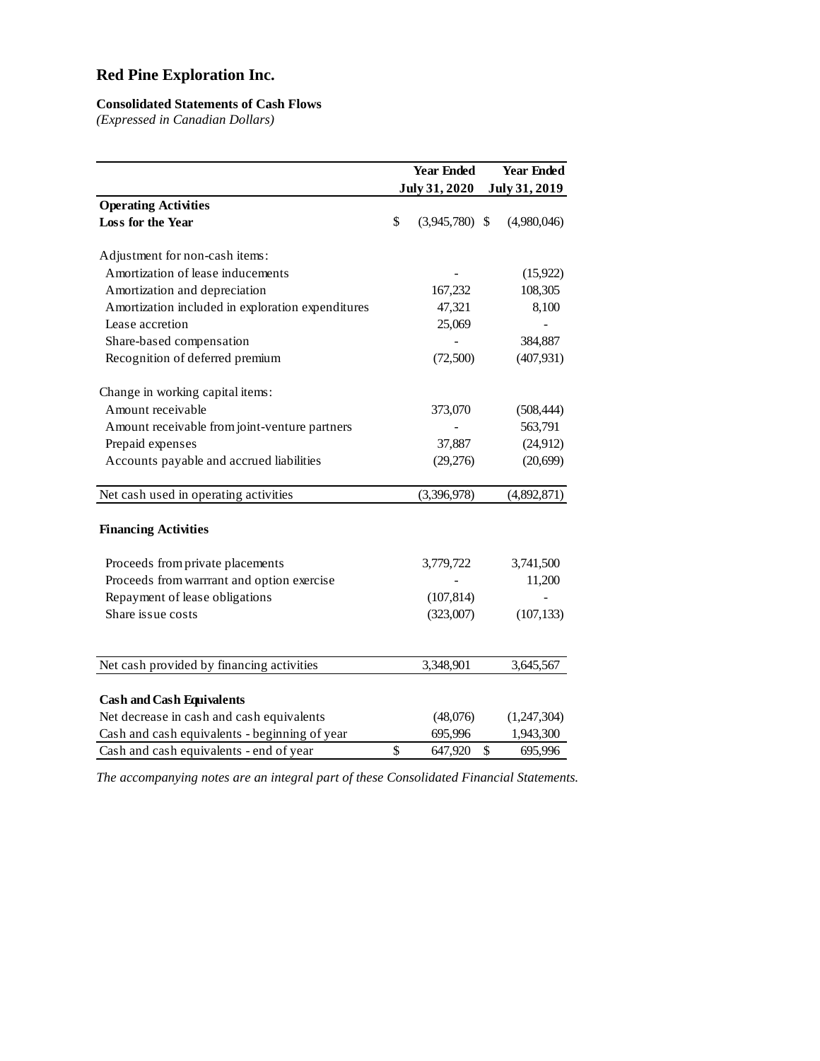# Red Pine Exploration Inc.

**Consolidated Statements of Cash Flows**
*(Expressed in Canadian Dollars)*

| | Year Ended July 31, 2020 | Year Ended July 31, 2019 |
|---|---|---|
| **Operating Activities** | | |
| **Loss for the Year** | $ (3,945,780) | $ (4,980,046) |
| | | |
| Adjustment for non-cash items: | | |
| Amortization of lease inducements | - | (15,922) |
| Amortization and depreciation | 167,232 | 108,305 |
| Amortization included in exploration expenditures | 47,321 | 8,100 |
| Lease accretion | 25,069 | - |
| Share-based compensation | - | 384,887 |
| Recognition of deferred premium | (72,500) | (407,931) |
| | | |
| Change in working capital items: | | |
| Amount receivable | 373,070 | (508,444) |
| Amount receivable from joint-venture partners | - | 563,791 |
| Prepaid expenses | 37,887 | (24,912) |
| Accounts payable and accrued liabilities | (29,276) | (20,699) |
| | | |
| Net cash used in operating activities | (3,396,978) | (4,892,871) |
| | | |
| **Financing Activities** | | |
| | | |
| Proceeds from private placements | 3,779,722 | 3,741,500 |
| Proceeds from warrrant and option exercise | - | 11,200 |
| Repayment of lease obligations | (107,814) | - |
| Share issue costs | (323,007) | (107,133) |
| | | |
| Net cash provided by financing activities | 3,348,901 | 3,645,567 |
| | | |
| **Cash and Cash Equivalents** | | |
| Net decrease in cash and cash equivalents | (48,076) | (1,247,304) |
| Cash and cash equivalents - beginning of year | 695,996 | 1,943,300 |
| Cash and cash equivalents - end of year | $ 647,920 | $ 695,996 |

*The accompanying notes are an integral part of these Consolidated Financial Statements.*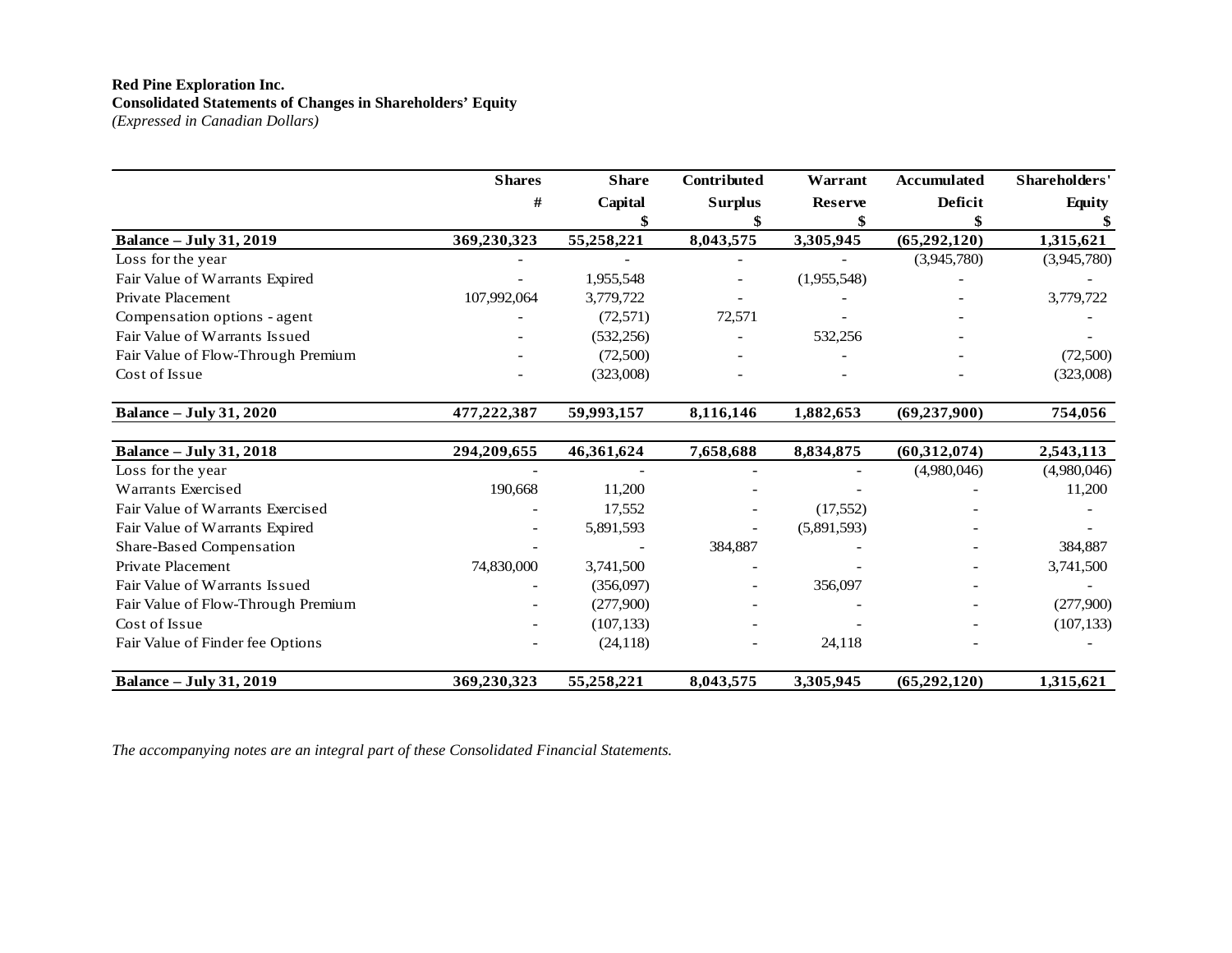**Red Pine Exploration Inc.**
**Consolidated Statements of Changes in Shareholders' Equity**
*(Expressed in Canadian Dollars)*

| | Shares # | Share Capital $ | Contributed Surplus $ | Warrant Reserve $ | Accumulated Deficit $ | Shareholders' Equity $ |
|---|---|---|---|---|---|---|
| **Balance – July 31, 2019** | **369,230,323** | **55,258,221** | **8,043,575** | **3,305,945** | **(65,292,120)** | **1,315,621** |
| Loss for the year | - | - | - | - | (3,945,780) | (3,945,780) |
| Fair Value of Warrants Expired | - | 1,955,548 | - | (1,955,548) | - | - |
| Private Placement | 107,992,064 | 3,779,722 | - | - | - | 3,779,722 |
| Compensation options - agent | - | (72,571) | 72,571 | - | - | - |
| Fair Value of Warrants Issued | - | (532,256) | - | 532,256 | - | - |
| Fair Value of Flow-Through Premium | - | (72,500) | - | - | - | (72,500) |
| Cost of Issue | - | (323,008) | - | - | - | (323,008) |
| **Balance – July 31, 2020** | **477,222,387** | **59,993,157** | **8,116,146** | **1,882,653** | **(69,237,900)** | **754,056** |
| | | | | | | |
| **Balance – July 31, 2018** | **294,209,655** | **46,361,624** | **7,658,688** | **8,834,875** | **(60,312,074)** | **2,543,113** |
| Loss for the year | - | - | - | - | (4,980,046) | (4,980,046) |
| Warrants Exercised | 190,668 | 11,200 | - | - | - | 11,200 |
| Fair Value of Warrants Exercised | - | 17,552 | - | (17,552) | - | - |
| Fair Value of Warrants Expired | - | 5,891,593 | - | (5,891,593) | - | - |
| Share-Based Compensation | - | - | 384,887 | - | - | 384,887 |
| Private Placement | 74,830,000 | 3,741,500 | - | - | - | 3,741,500 |
| Fair Value of Warrants Issued | - | (356,097) | - | 356,097 | - | - |
| Fair Value of Flow-Through Premium | - | (277,900) | - | - | - | (277,900) |
| Cost of Issue | - | (107,133) | - | - | - | (107,133) |
| Fair Value of Finder fee Options | - | (24,118) | - | 24,118 | - | - |
| **Balance – July 31, 2019** | **369,230,323** | **55,258,221** | **8,043,575** | **3,305,945** | **(65,292,120)** | **1,315,621** |

*The accompanying notes are an integral part of these Consolidated Financial Statements.*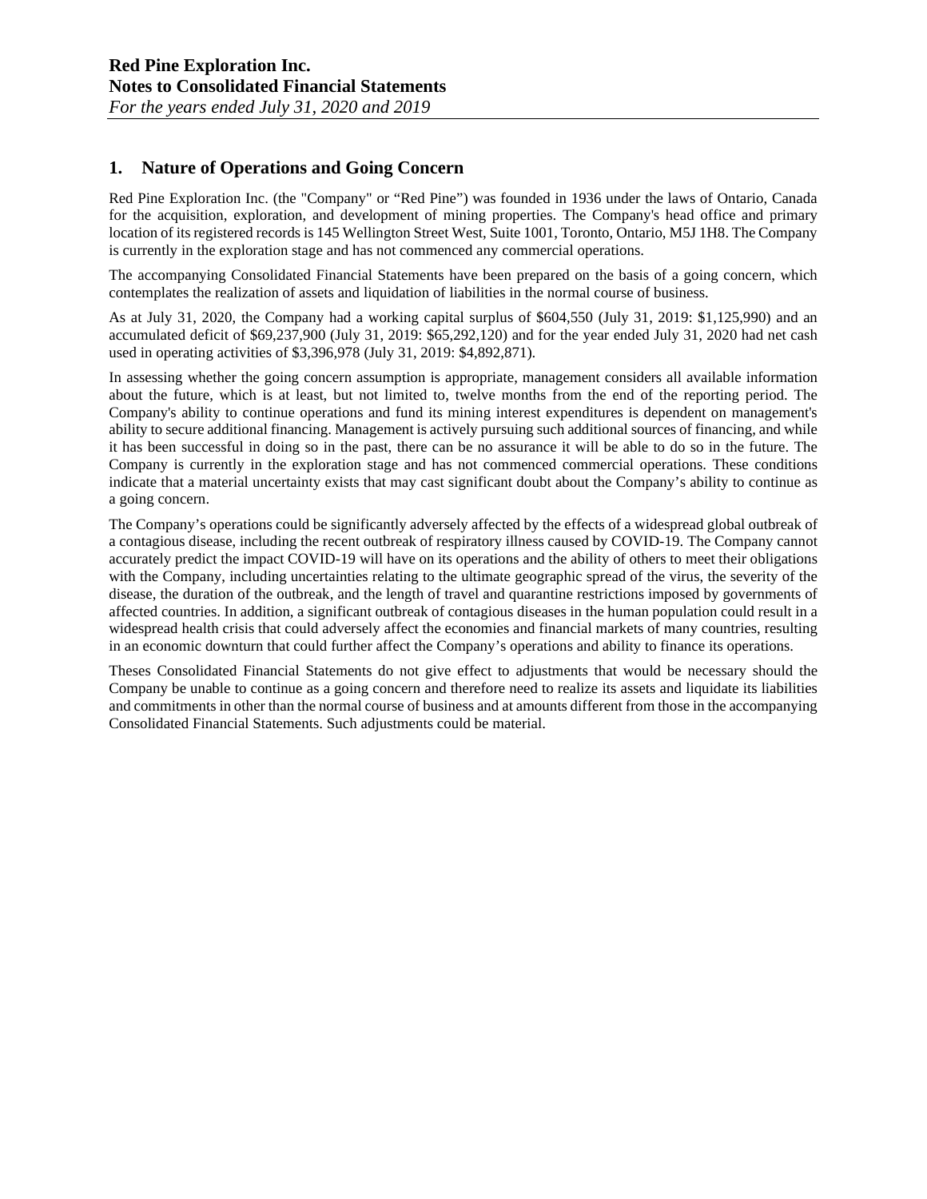## 1. Nature of Operations and Going Concern

Red Pine Exploration Inc. (the "Company" or "Red Pine") was founded in 1936 under the laws of Ontario, Canada for the acquisition, exploration, and development of mining properties. The Company's head office and primary location of its registered records is 145 Wellington Street West, Suite 1001, Toronto, Ontario, M5J 1H8. The Company is currently in the exploration stage and has not commenced any commercial operations.

The accompanying Consolidated Financial Statements have been prepared on the basis of a going concern, which contemplates the realization of assets and liquidation of liabilities in the normal course of business.

As at July 31, 2020, the Company had a working capital surplus of $604,550 (July 31, 2019: $1,125,990) and an accumulated deficit of $69,237,900 (July 31, 2019: $65,292,120) and for the year ended July 31, 2020 had net cash used in operating activities of $3,396,978 (July 31, 2019: $4,892,871).

In assessing whether the going concern assumption is appropriate, management considers all available information about the future, which is at least, but not limited to, twelve months from the end of the reporting period. The Company's ability to continue operations and fund its mining interest expenditures is dependent on management's ability to secure additional financing. Management is actively pursuing such additional sources of financing, and while it has been successful in doing so in the past, there can be no assurance it will be able to do so in the future. The Company is currently in the exploration stage and has not commenced commercial operations. These conditions indicate that a material uncertainty exists that may cast significant doubt about the Company's ability to continue as a going concern.

The Company's operations could be significantly adversely affected by the effects of a widespread global outbreak of a contagious disease, including the recent outbreak of respiratory illness caused by COVID-19. The Company cannot accurately predict the impact COVID-19 will have on its operations and the ability of others to meet their obligations with the Company, including uncertainties relating to the ultimate geographic spread of the virus, the severity of the disease, the duration of the outbreak, and the length of travel and quarantine restrictions imposed by governments of affected countries. In addition, a significant outbreak of contagious diseases in the human population could result in a widespread health crisis that could adversely affect the economies and financial markets of many countries, resulting in an economic downturn that could further affect the Company's operations and ability to finance its operations.

Theses Consolidated Financial Statements do not give effect to adjustments that would be necessary should the Company be unable to continue as a going concern and therefore need to realize its assets and liquidate its liabilities and commitments in other than the normal course of business and at amounts different from those in the accompanying Consolidated Financial Statements. Such adjustments could be material.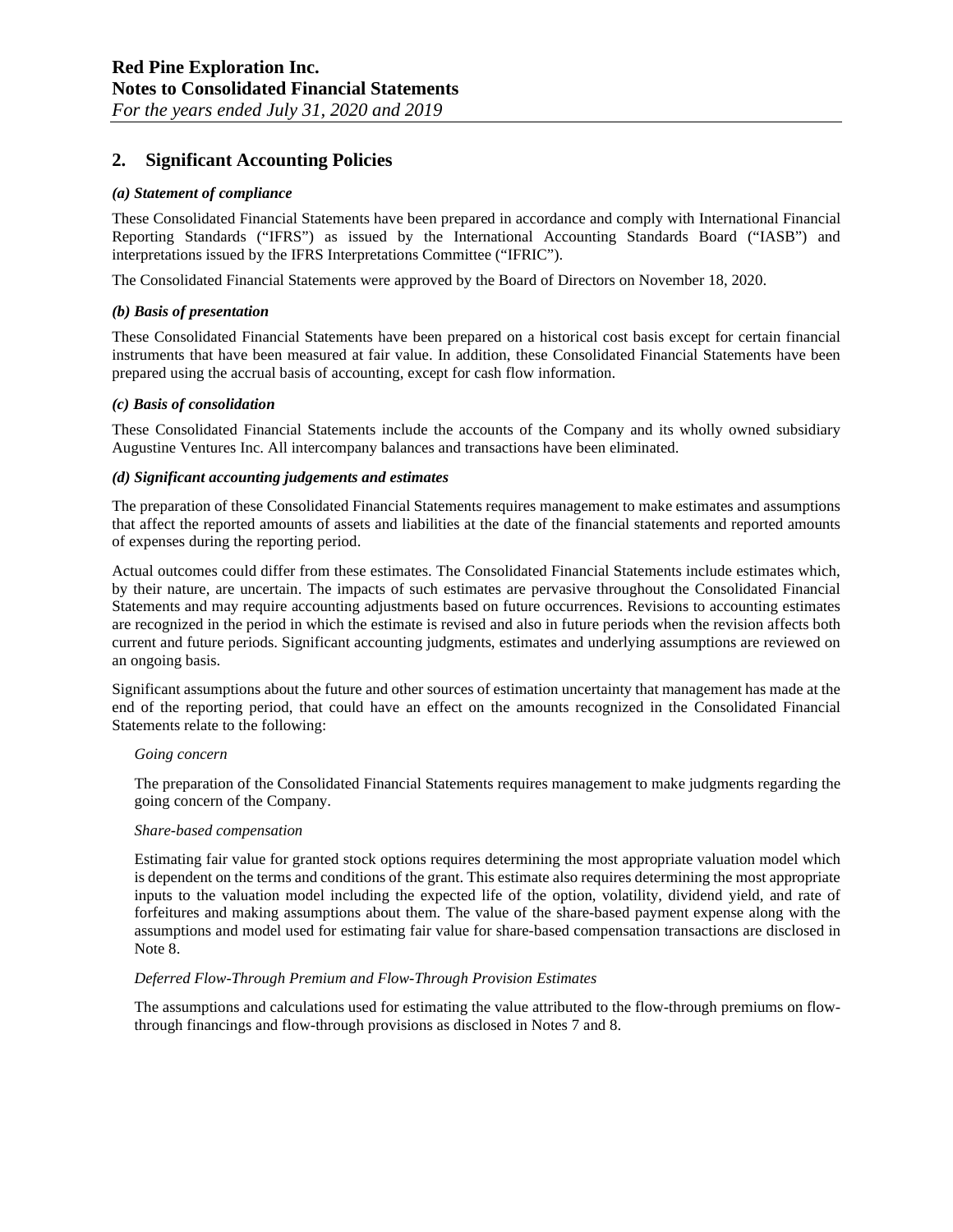## 2. Significant Accounting Policies

***(a) Statement of compliance***

These Consolidated Financial Statements have been prepared in accordance and comply with International Financial Reporting Standards ("IFRS") as issued by the International Accounting Standards Board ("IASB") and interpretations issued by the IFRS Interpretations Committee ("IFRIC").

The Consolidated Financial Statements were approved by the Board of Directors on November 18, 2020.

***(b) Basis of presentation***

These Consolidated Financial Statements have been prepared on a historical cost basis except for certain financial instruments that have been measured at fair value. In addition, these Consolidated Financial Statements have been prepared using the accrual basis of accounting, except for cash flow information.

***(c) Basis of consolidation***

These Consolidated Financial Statements include the accounts of the Company and its wholly owned subsidiary Augustine Ventures Inc. All intercompany balances and transactions have been eliminated.

***(d) Significant accounting judgements and estimates***

The preparation of these Consolidated Financial Statements requires management to make estimates and assumptions that affect the reported amounts of assets and liabilities at the date of the financial statements and reported amounts of expenses during the reporting period.

Actual outcomes could differ from these estimates. The Consolidated Financial Statements include estimates which, by their nature, are uncertain. The impacts of such estimates are pervasive throughout the Consolidated Financial Statements and may require accounting adjustments based on future occurrences. Revisions to accounting estimates are recognized in the period in which the estimate is revised and also in future periods when the revision affects both current and future periods. Significant accounting judgments, estimates and underlying assumptions are reviewed on an ongoing basis.

Significant assumptions about the future and other sources of estimation uncertainty that management has made at the end of the reporting period, that could have an effect on the amounts recognized in the Consolidated Financial Statements relate to the following:

*Going concern*

The preparation of the Consolidated Financial Statements requires management to make judgments regarding the going concern of the Company.

*Share-based compensation*

Estimating fair value for granted stock options requires determining the most appropriate valuation model which is dependent on the terms and conditions of the grant. This estimate also requires determining the most appropriate inputs to the valuation model including the expected life of the option, volatility, dividend yield, and rate of forfeitures and making assumptions about them. The value of the share-based payment expense along with the assumptions and model used for estimating fair value for share-based compensation transactions are disclosed in Note 8.

*Deferred Flow-Through Premium and Flow-Through Provision Estimates*

The assumptions and calculations used for estimating the value attributed to the flow-through premiums on flow-through financings and flow-through provisions as disclosed in Notes 7 and 8.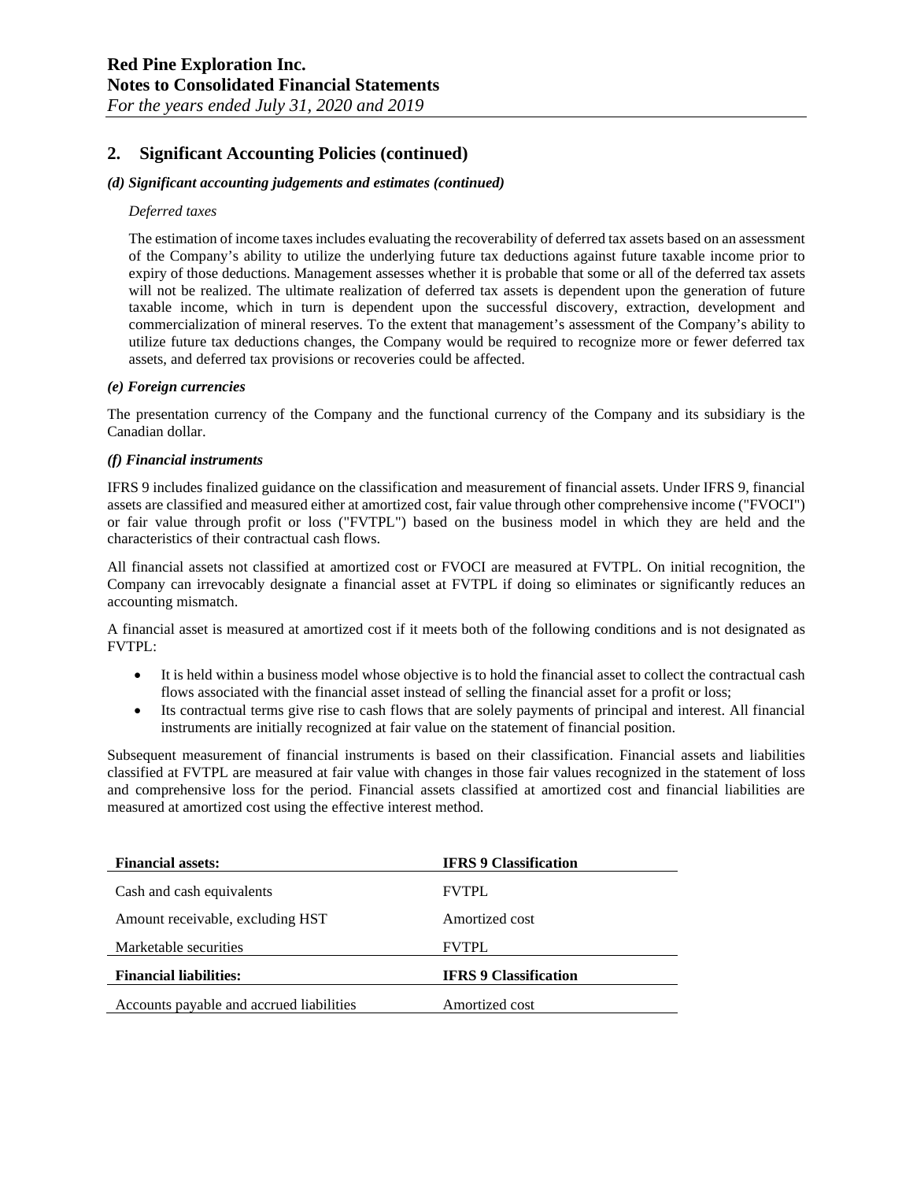## 2. Significant Accounting Policies (continued)

***(d) Significant accounting judgements and estimates (continued)***

*Deferred taxes*

The estimation of income taxes includes evaluating the recoverability of deferred tax assets based on an assessment of the Company's ability to utilize the underlying future tax deductions against future taxable income prior to expiry of those deductions. Management assesses whether it is probable that some or all of the deferred tax assets will not be realized. The ultimate realization of deferred tax assets is dependent upon the generation of future taxable income, which in turn is dependent upon the successful discovery, extraction, development and commercialization of mineral reserves. To the extent that management's assessment of the Company's ability to utilize future tax deductions changes, the Company would be required to recognize more or fewer deferred tax assets, and deferred tax provisions or recoveries could be affected.

***(e) Foreign currencies***

The presentation currency of the Company and the functional currency of the Company and its subsidiary is the Canadian dollar.

***(f) Financial instruments***

IFRS 9 includes finalized guidance on the classification and measurement of financial assets. Under IFRS 9, financial assets are classified and measured either at amortized cost, fair value through other comprehensive income ("FVOCI") or fair value through profit or loss ("FVTPL") based on the business model in which they are held and the characteristics of their contractual cash flows.

All financial assets not classified at amortized cost or FVOCI are measured at FVTPL. On initial recognition, the Company can irrevocably designate a financial asset at FVTPL if doing so eliminates or significantly reduces an accounting mismatch.

A financial asset is measured at amortized cost if it meets both of the following conditions and is not designated as FVTPL:

- It is held within a business model whose objective is to hold the financial asset to collect the contractual cash flows associated with the financial asset instead of selling the financial asset for a profit or loss;
- Its contractual terms give rise to cash flows that are solely payments of principal and interest. All financial instruments are initially recognized at fair value on the statement of financial position.

Subsequent measurement of financial instruments is based on their classification. Financial assets and liabilities classified at FVTPL are measured at fair value with changes in those fair values recognized in the statement of loss and comprehensive loss for the period. Financial assets classified at amortized cost and financial liabilities are measured at amortized cost using the effective interest method.

| **Financial assets:** | **IFRS 9 Classification** |
|---|---|
| Cash and cash equivalents | FVTPL |
| Amount receivable, excluding HST | Amortized cost |
| Marketable securities | FVTPL |
| **Financial liabilities:** | **IFRS 9 Classification** |
| Accounts payable and accrued liabilities | Amortized cost |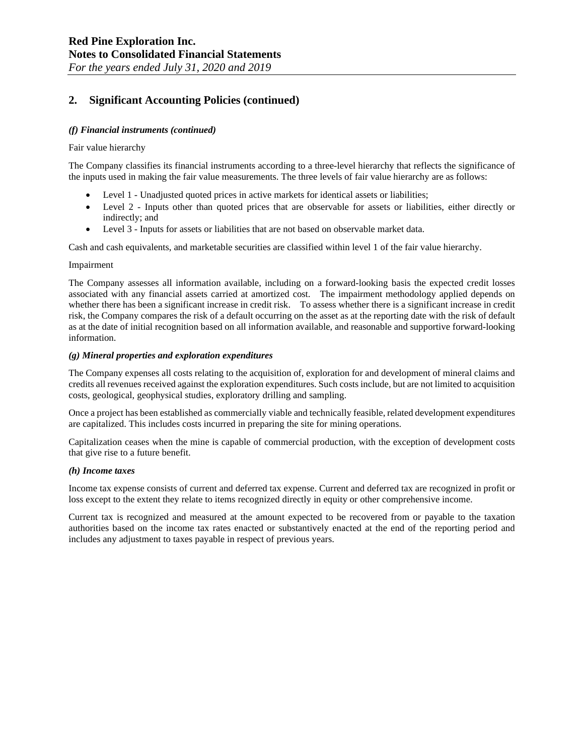## 2. Significant Accounting Policies (continued)

***(f) Financial instruments (continued)***

Fair value hierarchy

The Company classifies its financial instruments according to a three-level hierarchy that reflects the significance of the inputs used in making the fair value measurements. The three levels of fair value hierarchy are as follows:

- Level 1 - Unadjusted quoted prices in active markets for identical assets or liabilities;
- Level 2 - Inputs other than quoted prices that are observable for assets or liabilities, either directly or indirectly; and
- Level 3 - Inputs for assets or liabilities that are not based on observable market data.

Cash and cash equivalents, and marketable securities are classified within level 1 of the fair value hierarchy.

Impairment

The Company assesses all information available, including on a forward-looking basis the expected credit losses associated with any financial assets carried at amortized cost. The impairment methodology applied depends on whether there has been a significant increase in credit risk. To assess whether there is a significant increase in credit risk, the Company compares the risk of a default occurring on the asset as at the reporting date with the risk of default as at the date of initial recognition based on all information available, and reasonable and supportive forward-looking information.

***(g) Mineral properties and exploration expenditures***

The Company expenses all costs relating to the acquisition of, exploration for and development of mineral claims and credits all revenues received against the exploration expenditures. Such costs include, but are not limited to acquisition costs, geological, geophysical studies, exploratory drilling and sampling.

Once a project has been established as commercially viable and technically feasible, related development expenditures are capitalized. This includes costs incurred in preparing the site for mining operations.

Capitalization ceases when the mine is capable of commercial production, with the exception of development costs that give rise to a future benefit.

***(h) Income taxes***

Income tax expense consists of current and deferred tax expense. Current and deferred tax are recognized in profit or loss except to the extent they relate to items recognized directly in equity or other comprehensive income.

Current tax is recognized and measured at the amount expected to be recovered from or payable to the taxation authorities based on the income tax rates enacted or substantively enacted at the end of the reporting period and includes any adjustment to taxes payable in respect of previous years.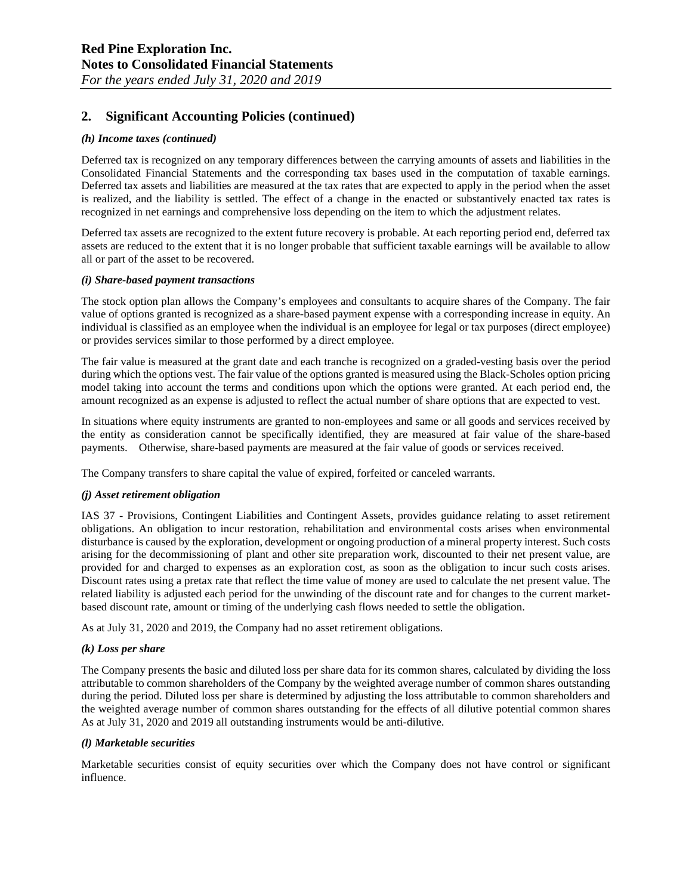## 2. Significant Accounting Policies (continued)

***(h) Income taxes (continued)***

Deferred tax is recognized on any temporary differences between the carrying amounts of assets and liabilities in the Consolidated Financial Statements and the corresponding tax bases used in the computation of taxable earnings. Deferred tax assets and liabilities are measured at the tax rates that are expected to apply in the period when the asset is realized, and the liability is settled. The effect of a change in the enacted or substantively enacted tax rates is recognized in net earnings and comprehensive loss depending on the item to which the adjustment relates.

Deferred tax assets are recognized to the extent future recovery is probable. At each reporting period end, deferred tax assets are reduced to the extent that it is no longer probable that sufficient taxable earnings will be available to allow all or part of the asset to be recovered.

***(i) Share-based payment transactions***

The stock option plan allows the Company's employees and consultants to acquire shares of the Company. The fair value of options granted is recognized as a share-based payment expense with a corresponding increase in equity. An individual is classified as an employee when the individual is an employee for legal or tax purposes (direct employee) or provides services similar to those performed by a direct employee.

The fair value is measured at the grant date and each tranche is recognized on a graded-vesting basis over the period during which the options vest. The fair value of the options granted is measured using the Black-Scholes option pricing model taking into account the terms and conditions upon which the options were granted. At each period end, the amount recognized as an expense is adjusted to reflect the actual number of share options that are expected to vest.

In situations where equity instruments are granted to non-employees and same or all goods and services received by the entity as consideration cannot be specifically identified, they are measured at fair value of the share-based payments. Otherwise, share-based payments are measured at the fair value of goods or services received.

The Company transfers to share capital the value of expired, forfeited or canceled warrants.

***(j) Asset retirement obligation***

IAS 37 - Provisions, Contingent Liabilities and Contingent Assets, provides guidance relating to asset retirement obligations. An obligation to incur restoration, rehabilitation and environmental costs arises when environmental disturbance is caused by the exploration, development or ongoing production of a mineral property interest. Such costs arising for the decommissioning of plant and other site preparation work, discounted to their net present value, are provided for and charged to expenses as an exploration cost, as soon as the obligation to incur such costs arises. Discount rates using a pretax rate that reflect the time value of money are used to calculate the net present value. The related liability is adjusted each period for the unwinding of the discount rate and for changes to the current market-based discount rate, amount or timing of the underlying cash flows needed to settle the obligation.

As at July 31, 2020 and 2019, the Company had no asset retirement obligations.

***(k) Loss per share***

The Company presents the basic and diluted loss per share data for its common shares, calculated by dividing the loss attributable to common shareholders of the Company by the weighted average number of common shares outstanding during the period. Diluted loss per share is determined by adjusting the loss attributable to common shareholders and the weighted average number of common shares outstanding for the effects of all dilutive potential common shares As at July 31, 2020 and 2019 all outstanding instruments would be anti-dilutive.

***(l) Marketable securities***

Marketable securities consist of equity securities over which the Company does not have control or significant influence.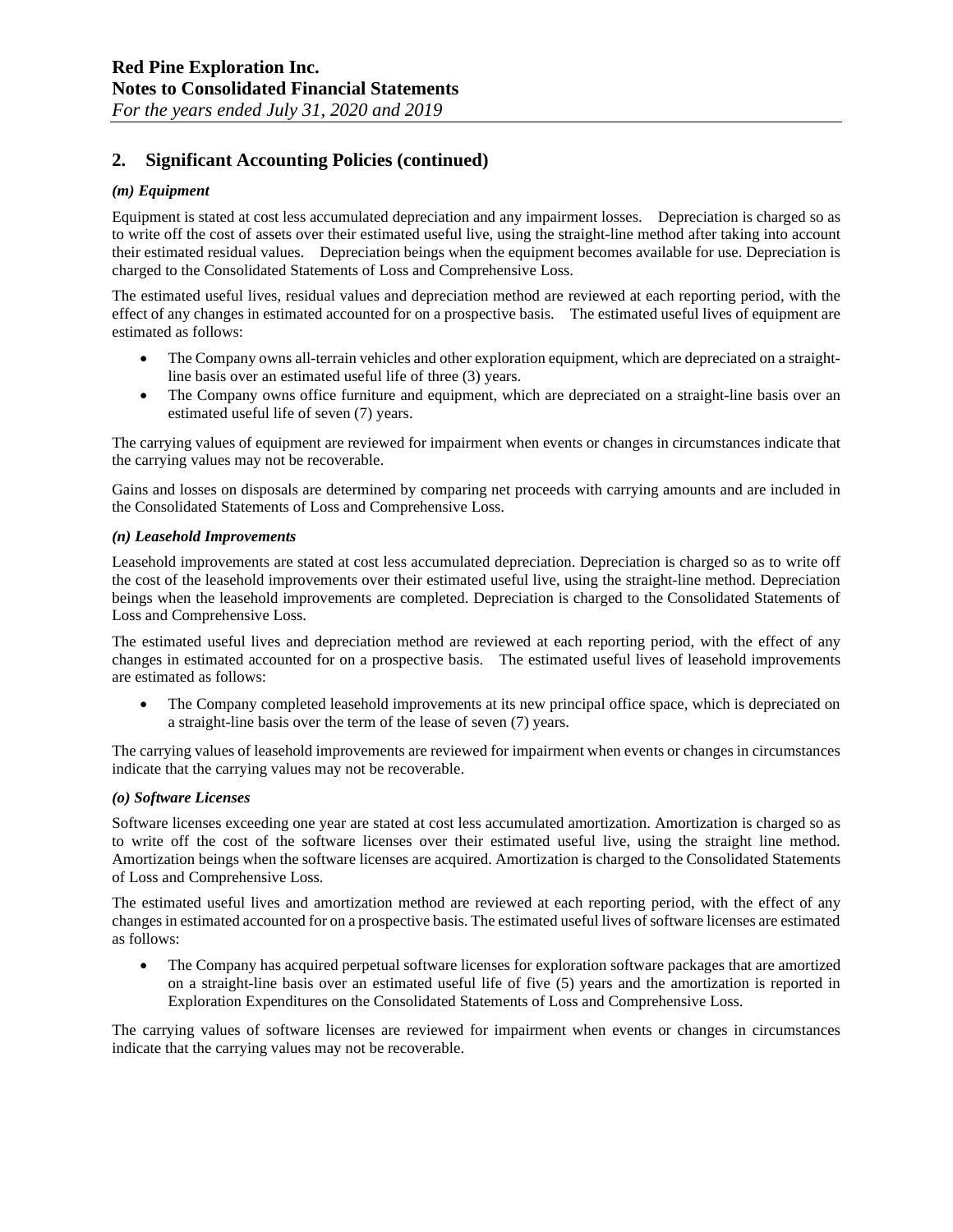## 2. Significant Accounting Policies (continued)

### *(m) Equipment*

Equipment is stated at cost less accumulated depreciation and any impairment losses. Depreciation is charged so as to write off the cost of assets over their estimated useful live, using the straight-line method after taking into account their estimated residual values. Depreciation beings when the equipment becomes available for use. Depreciation is charged to the Consolidated Statements of Loss and Comprehensive Loss.

The estimated useful lives, residual values and depreciation method are reviewed at each reporting period, with the effect of any changes in estimated accounted for on a prospective basis. The estimated useful lives of equipment are estimated as follows:

- The Company owns all-terrain vehicles and other exploration equipment, which are depreciated on a straight-line basis over an estimated useful life of three (3) years.
- The Company owns office furniture and equipment, which are depreciated on a straight-line basis over an estimated useful life of seven (7) years.

The carrying values of equipment are reviewed for impairment when events or changes in circumstances indicate that the carrying values may not be recoverable.

Gains and losses on disposals are determined by comparing net proceeds with carrying amounts and are included in the Consolidated Statements of Loss and Comprehensive Loss.

### *(n) Leasehold Improvements*

Leasehold improvements are stated at cost less accumulated depreciation. Depreciation is charged so as to write off the cost of the leasehold improvements over their estimated useful live, using the straight-line method. Depreciation beings when the leasehold improvements are completed. Depreciation is charged to the Consolidated Statements of Loss and Comprehensive Loss.

The estimated useful lives and depreciation method are reviewed at each reporting period, with the effect of any changes in estimated accounted for on a prospective basis. The estimated useful lives of leasehold improvements are estimated as follows:

- The Company completed leasehold improvements at its new principal office space, which is depreciated on a straight-line basis over the term of the lease of seven (7) years.

The carrying values of leasehold improvements are reviewed for impairment when events or changes in circumstances indicate that the carrying values may not be recoverable.

### *(o) Software Licenses*

Software licenses exceeding one year are stated at cost less accumulated amortization. Amortization is charged so as to write off the cost of the software licenses over their estimated useful live, using the straight line method. Amortization beings when the software licenses are acquired. Amortization is charged to the Consolidated Statements of Loss and Comprehensive Loss.

The estimated useful lives and amortization method are reviewed at each reporting period, with the effect of any changes in estimated accounted for on a prospective basis. The estimated useful lives of software licenses are estimated as follows:

- The Company has acquired perpetual software licenses for exploration software packages that are amortized on a straight-line basis over an estimated useful life of five (5) years and the amortization is reported in Exploration Expenditures on the Consolidated Statements of Loss and Comprehensive Loss.

The carrying values of software licenses are reviewed for impairment when events or changes in circumstances indicate that the carrying values may not be recoverable.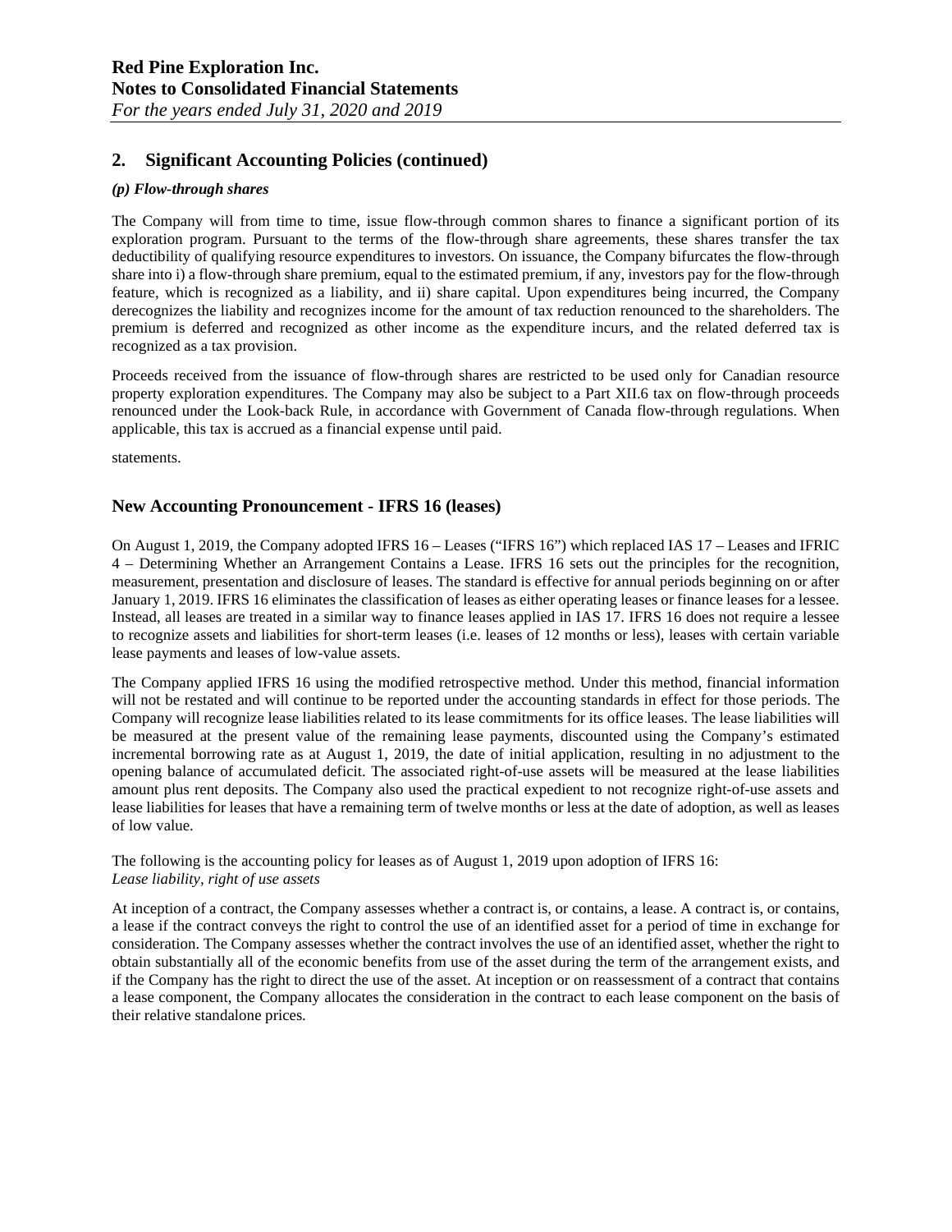## 2. Significant Accounting Policies (continued)

### *(p) Flow-through shares*

The Company will from time to time, issue flow-through common shares to finance a significant portion of its exploration program. Pursuant to the terms of the flow-through share agreements, these shares transfer the tax deductibility of qualifying resource expenditures to investors. On issuance, the Company bifurcates the flow-through share into i) a flow-through share premium, equal to the estimated premium, if any, investors pay for the flow-through feature, which is recognized as a liability, and ii) share capital. Upon expenditures being incurred, the Company derecognizes the liability and recognizes income for the amount of tax reduction renounced to the shareholders. The premium is deferred and recognized as other income as the expenditure incurs, and the related deferred tax is recognized as a tax provision.

Proceeds received from the issuance of flow-through shares are restricted to be used only for Canadian resource property exploration expenditures. The Company may also be subject to a Part XII.6 tax on flow-through proceeds renounced under the Look-back Rule, in accordance with Government of Canada flow-through regulations. When applicable, this tax is accrued as a financial expense until paid.

statements.

## New Accounting Pronouncement - IFRS 16 (leases)

On August 1, 2019, the Company adopted IFRS 16 – Leases ("IFRS 16") which replaced IAS 17 – Leases and IFRIC 4 – Determining Whether an Arrangement Contains a Lease. IFRS 16 sets out the principles for the recognition, measurement, presentation and disclosure of leases. The standard is effective for annual periods beginning on or after January 1, 2019. IFRS 16 eliminates the classification of leases as either operating leases or finance leases for a lessee. Instead, all leases are treated in a similar way to finance leases applied in IAS 17. IFRS 16 does not require a lessee to recognize assets and liabilities for short-term leases (i.e. leases of 12 months or less), leases with certain variable lease payments and leases of low-value assets.

The Company applied IFRS 16 using the modified retrospective method. Under this method, financial information will not be restated and will continue to be reported under the accounting standards in effect for those periods. The Company will recognize lease liabilities related to its lease commitments for its office leases. The lease liabilities will be measured at the present value of the remaining lease payments, discounted using the Company's estimated incremental borrowing rate as at August 1, 2019, the date of initial application, resulting in no adjustment to the opening balance of accumulated deficit. The associated right-of-use assets will be measured at the lease liabilities amount plus rent deposits. The Company also used the practical expedient to not recognize right-of-use assets and lease liabilities for leases that have a remaining term of twelve months or less at the date of adoption, as well as leases of low value.

The following is the accounting policy for leases as of August 1, 2019 upon adoption of IFRS 16:
*Lease liability, right of use assets*

At inception of a contract, the Company assesses whether a contract is, or contains, a lease. A contract is, or contains, a lease if the contract conveys the right to control the use of an identified asset for a period of time in exchange for consideration. The Company assesses whether the contract involves the use of an identified asset, whether the right to obtain substantially all of the economic benefits from use of the asset during the term of the arrangement exists, and if the Company has the right to direct the use of the asset. At inception or on reassessment of a contract that contains a lease component, the Company allocates the consideration in the contract to each lease component on the basis of their relative standalone prices.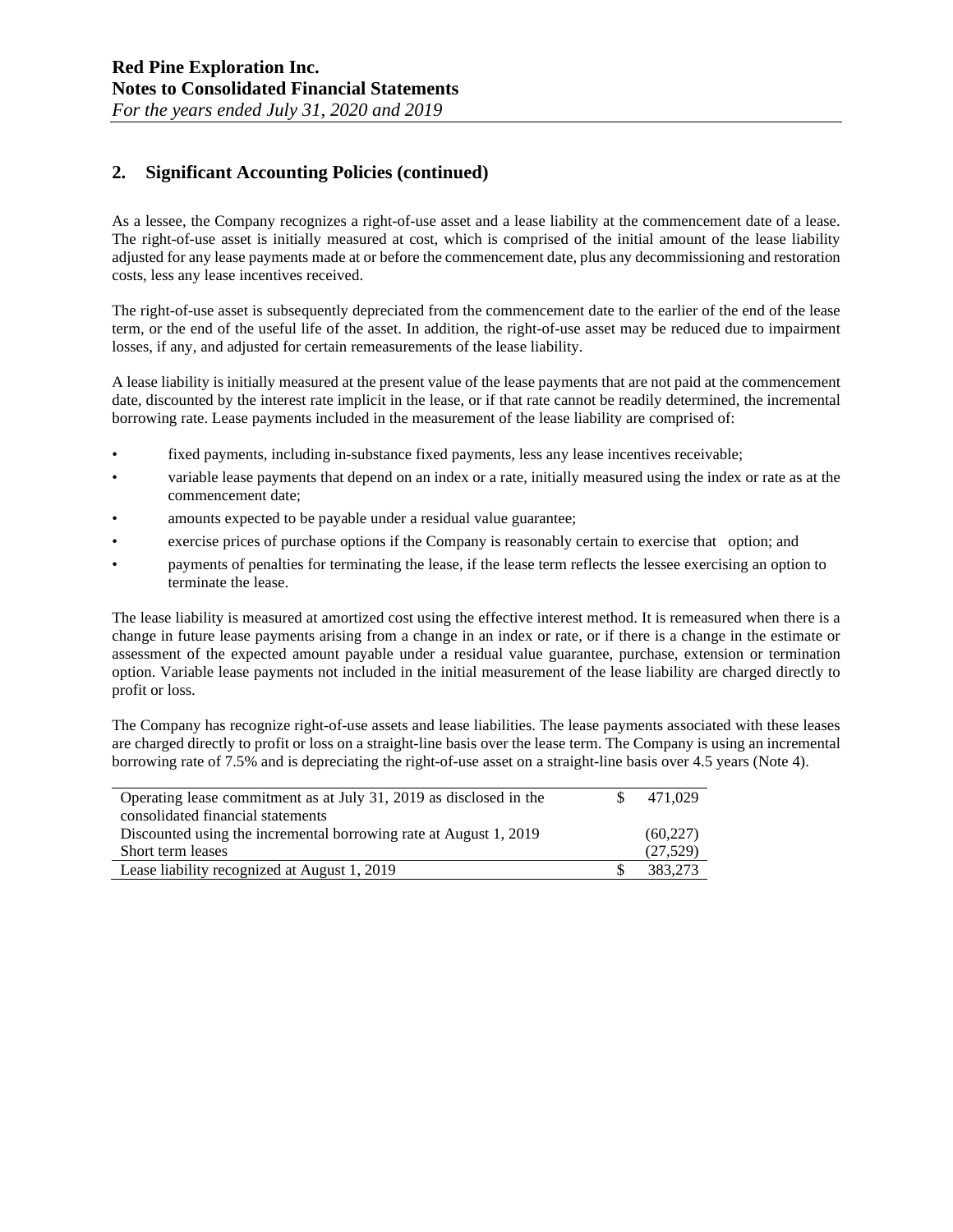## 2. Significant Accounting Policies (continued)

As a lessee, the Company recognizes a right-of-use asset and a lease liability at the commencement date of a lease. The right-of-use asset is initially measured at cost, which is comprised of the initial amount of the lease liability adjusted for any lease payments made at or before the commencement date, plus any decommissioning and restoration costs, less any lease incentives received.

The right-of-use asset is subsequently depreciated from the commencement date to the earlier of the end of the lease term, or the end of the useful life of the asset. In addition, the right-of-use asset may be reduced due to impairment losses, if any, and adjusted for certain remeasurements of the lease liability.

A lease liability is initially measured at the present value of the lease payments that are not paid at the commencement date, discounted by the interest rate implicit in the lease, or if that rate cannot be readily determined, the incremental borrowing rate. Lease payments included in the measurement of the lease liability are comprised of:

- fixed payments, including in-substance fixed payments, less any lease incentives receivable;
- variable lease payments that depend on an index or a rate, initially measured using the index or rate as at the commencement date;
- amounts expected to be payable under a residual value guarantee;
- exercise prices of purchase options if the Company is reasonably certain to exercise that option; and
- payments of penalties for terminating the lease, if the lease term reflects the lessee exercising an option to terminate the lease.

The lease liability is measured at amortized cost using the effective interest method. It is remeasured when there is a change in future lease payments arising from a change in an index or rate, or if there is a change in the estimate or assessment of the expected amount payable under a residual value guarantee, purchase, extension or termination option. Variable lease payments not included in the initial measurement of the lease liability are charged directly to profit or loss.

The Company has recognize right-of-use assets and lease liabilities. The lease payments associated with these leases are charged directly to profit or loss on a straight-line basis over the lease term. The Company is using an incremental borrowing rate of 7.5% and is depreciating the right-of-use asset on a straight-line basis over 4.5 years (Note 4).

| | |
|---|---|
| Operating lease commitment as at July 31, 2019 as disclosed in the consolidated financial statements | $ 471,029 |
| Discounted using the incremental borrowing rate at August 1, 2019 | (60,227) |
| Short term leases | (27,529) |
| Lease liability recognized at August 1, 2019 | $ 383,273 |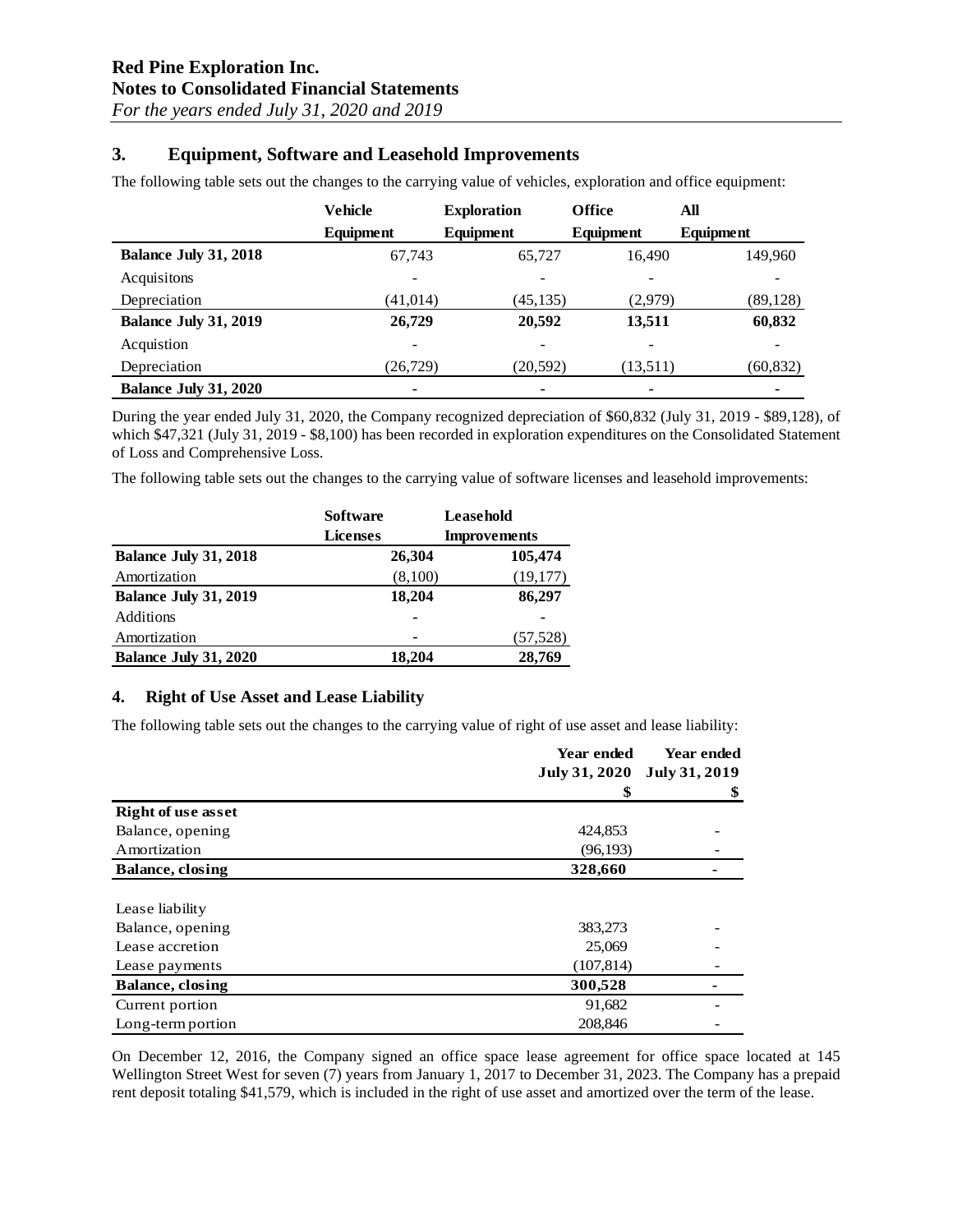## 3. Equipment, Software and Leasehold Improvements

The following table sets out the changes to the carrying value of vehicles, exploration and office equipment:

| | Vehicle Equipment | Exploration Equipment | Office Equipment | All Equipment |
|---|---|---|---|---|
| **Balance July 31, 2018** | 67,743 | 65,727 | 16,490 | 149,960 |
| Acquisitons | - | - | - | - |
| Depreciation | (41,014) | (45,135) | (2,979) | (89,128) |
| **Balance July 31, 2019** | **26,729** | **20,592** | **13,511** | **60,832** |
| Acquistion | - | - | - | - |
| Depreciation | (26,729) | (20,592) | (13,511) | (60,832) |
| **Balance July 31, 2020** | **-** | **-** | **-** | **-** |

During the year ended July 31, 2020, the Company recognized depreciation of $60,832 (July 31, 2019 - $89,128), of which $47,321 (July 31, 2019 - $8,100) has been recorded in exploration expenditures on the Consolidated Statement of Loss and Comprehensive Loss.

The following table sets out the changes to the carrying value of software licenses and leasehold improvements:

| | Software Licenses | Leasehold Improvements |
|---|---|---|
| **Balance July 31, 2018** | **26,304** | **105,474** |
| Amortization | (8,100) | (19,177) |
| **Balance July 31, 2019** | **18,204** | **86,297** |
| Additions | - | - |
| Amortization | - | (57,528) |
| **Balance July 31, 2020** | **18,204** | **28,769** |

## 4. Right of Use Asset and Lease Liability

The following table sets out the changes to the carrying value of right of use asset and lease liability:

| | Year ended July 31, 2020 | Year ended July 31, 2019 |
|---|---|---|
| | $ | $ |
| **Right of use asset** | | |
| Balance, opening | 424,853 | - |
| Amortization | (96,193) | - |
| **Balance, closing** | **328,660** | **-** |
| | | |
| Lease liability | | |
| Balance, opening | 383,273 | - |
| Lease accretion | 25,069 | - |
| Lease payments | (107,814) | - |
| **Balance, closing** | **300,528** | **-** |
| Current portion | 91,682 | - |
| Long-term portion | 208,846 | - |

On December 12, 2016, the Company signed an office space lease agreement for office space located at 145 Wellington Street West for seven (7) years from January 1, 2017 to December 31, 2023. The Company has a prepaid rent deposit totaling $41,579, which is included in the right of use asset and amortized over the term of the lease.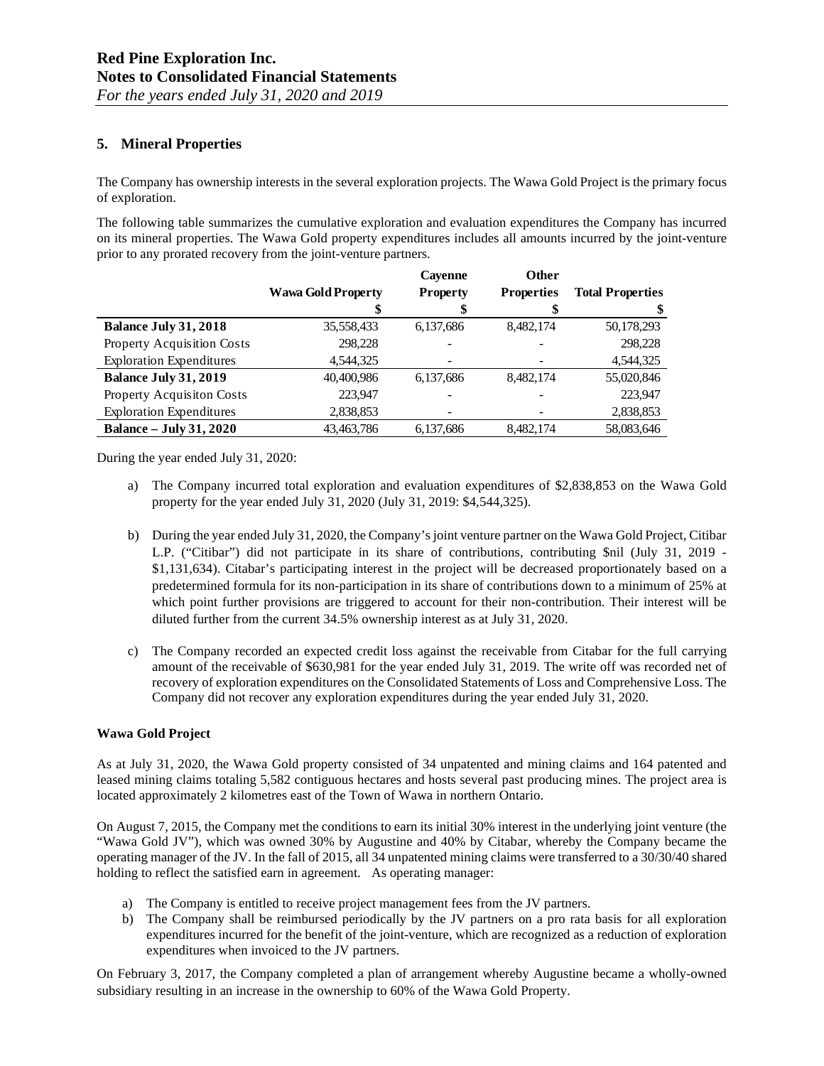## 5. Mineral Properties

The Company has ownership interests in the several exploration projects. The Wawa Gold Project is the primary focus of exploration.

The following table summarizes the cumulative exploration and evaluation expenditures the Company has incurred on its mineral properties. The Wawa Gold property expenditures includes all amounts incurred by the joint-venture prior to any prorated recovery from the joint-venture partners.

| | Wawa Gold Property | Cayenne Property | Other Properties | Total Properties |
|---|---|---|---|---|
| | $ | $ | $ | $ |
| **Balance July 31, 2018** | 35,558,433 | 6,137,686 | 8,482,174 | 50,178,293 |
| Property Acquisition Costs | 298,228 | - | - | 298,228 |
| Exploration Expenditures | 4,544,325 | - | - | 4,544,325 |
| **Balance July 31, 2019** | 40,400,986 | 6,137,686 | 8,482,174 | 55,020,846 |
| Property Acquisiton Costs | 223,947 | - | - | 223,947 |
| Exploration Expenditures | 2,838,853 | - | - | 2,838,853 |
| **Balance – July 31, 2020** | 43,463,786 | 6,137,686 | 8,482,174 | 58,083,646 |

During the year ended July 31, 2020:

a) The Company incurred total exploration and evaluation expenditures of $2,838,853 on the Wawa Gold property for the year ended July 31, 2020 (July 31, 2019: $4,544,325).

b) During the year ended July 31, 2020, the Company's joint venture partner on the Wawa Gold Project, Citibar L.P. ("Citibar") did not participate in its share of contributions, contributing $nil (July 31, 2019 - $1,131,634). Citabar's participating interest in the project will be decreased proportionately based on a predetermined formula for its non-participation in its share of contributions down to a minimum of 25% at which point further provisions are triggered to account for their non-contribution. Their interest will be diluted further from the current 34.5% ownership interest as at July 31, 2020.

c) The Company recorded an expected credit loss against the receivable from Citabar for the full carrying amount of the receivable of $630,981 for the year ended July 31, 2019. The write off was recorded net of recovery of exploration expenditures on the Consolidated Statements of Loss and Comprehensive Loss. The Company did not recover any exploration expenditures during the year ended July 31, 2020.

**Wawa Gold Project**

As at July 31, 2020, the Wawa Gold property consisted of 34 unpatented and mining claims and 164 patented and leased mining claims totaling 5,582 contiguous hectares and hosts several past producing mines. The project area is located approximately 2 kilometres east of the Town of Wawa in northern Ontario.

On August 7, 2015, the Company met the conditions to earn its initial 30% interest in the underlying joint venture (the "Wawa Gold JV"), which was owned 30% by Augustine and 40% by Citabar, whereby the Company became the operating manager of the JV. In the fall of 2015, all 34 unpatented mining claims were transferred to a 30/30/40 shared holding to reflect the satisfied earn in agreement. As operating manager:

a) The Company is entitled to receive project management fees from the JV partners.
b) The Company shall be reimbursed periodically by the JV partners on a pro rata basis for all exploration expenditures incurred for the benefit of the joint-venture, which are recognized as a reduction of exploration expenditures when invoiced to the JV partners.

On February 3, 2017, the Company completed a plan of arrangement whereby Augustine became a wholly-owned subsidiary resulting in an increase in the ownership to 60% of the Wawa Gold Property.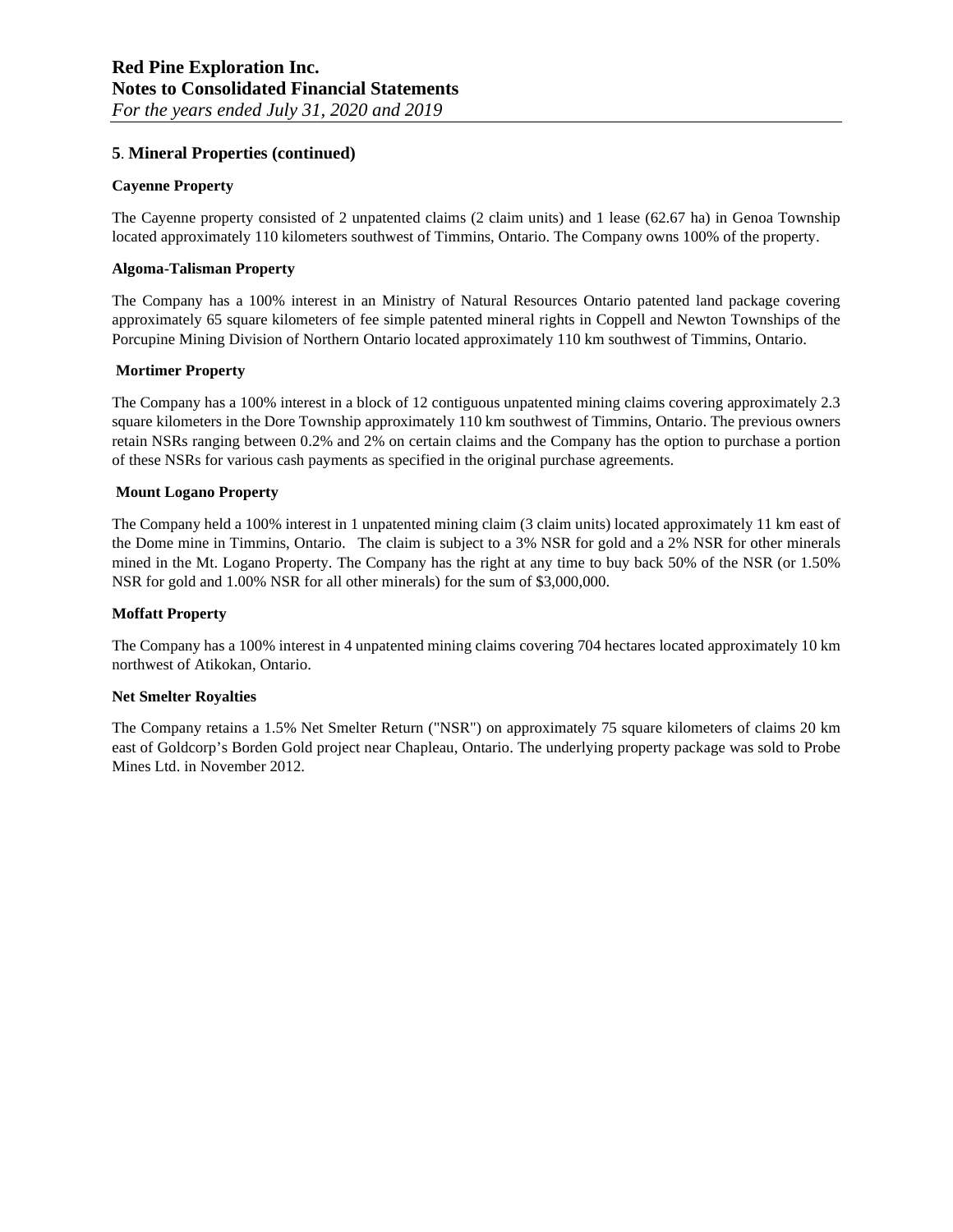## 5. Mineral Properties (continued)

**Cayenne Property**

The Cayenne property consisted of 2 unpatented claims (2 claim units) and 1 lease (62.67 ha) in Genoa Township located approximately 110 kilometers southwest of Timmins, Ontario. The Company owns 100% of the property.

**Algoma-Talisman Property**

The Company has a 100% interest in an Ministry of Natural Resources Ontario patented land package covering approximately 65 square kilometers of fee simple patented mineral rights in Coppell and Newton Townships of the Porcupine Mining Division of Northern Ontario located approximately 110 km southwest of Timmins, Ontario.

**Mortimer Property**

The Company has a 100% interest in a block of 12 contiguous unpatented mining claims covering approximately 2.3 square kilometers in the Dore Township approximately 110 km southwest of Timmins, Ontario. The previous owners retain NSRs ranging between 0.2% and 2% on certain claims and the Company has the option to purchase a portion of these NSRs for various cash payments as specified in the original purchase agreements.

**Mount Logano Property**

The Company held a 100% interest in 1 unpatented mining claim (3 claim units) located approximately 11 km east of the Dome mine in Timmins, Ontario. The claim is subject to a 3% NSR for gold and a 2% NSR for other minerals mined in the Mt. Logano Property. The Company has the right at any time to buy back 50% of the NSR (or 1.50% NSR for gold and 1.00% NSR for all other minerals) for the sum of $3,000,000.

**Moffatt Property**

The Company has a 100% interest in 4 unpatented mining claims covering 704 hectares located approximately 10 km northwest of Atikokan, Ontario.

**Net Smelter Royalties**

The Company retains a 1.5% Net Smelter Return ("NSR") on approximately 75 square kilometers of claims 20 km east of Goldcorp's Borden Gold project near Chapleau, Ontario. The underlying property package was sold to Probe Mines Ltd. in November 2012.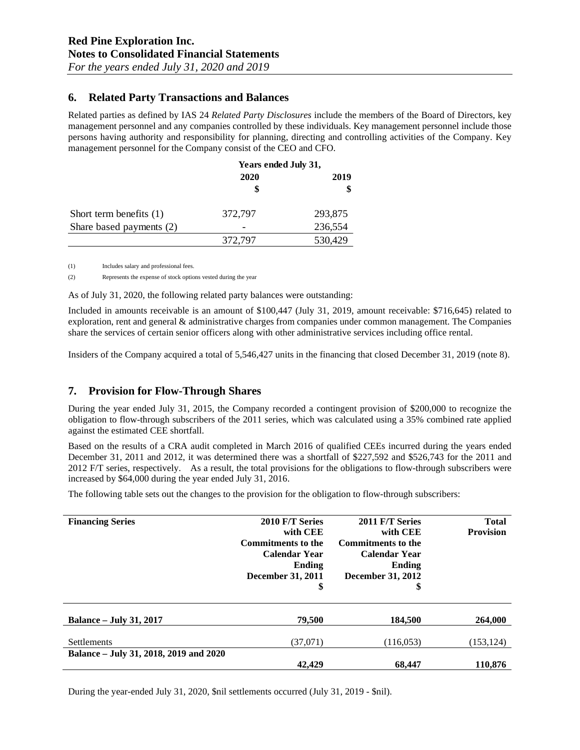## 6. Related Party Transactions and Balances

Related parties as defined by IAS 24 *Related Party Disclosures* include the members of the Board of Directors, key management personnel and any companies controlled by these individuals. Key management personnel include those persons having authority and responsibility for planning, directing and controlling activities of the Company. Key management personnel for the Company consist of the CEO and CFO.

| | Years ended July 31, | |
|---|---|---|
| | 2020 | 2019 |
| | $ | $ |
| Short term benefits (1) | 372,797 | 293,875 |
| Share based payments (2) | - | 236,554 |
| | 372,797 | 530,429 |

(1) Includes salary and professional fees.

(2) Represents the expense of stock options vested during the year

As of July 31, 2020, the following related party balances were outstanding:

Included in amounts receivable is an amount of $100,447 (July 31, 2019, amount receivable: $716,645) related to exploration, rent and general & administrative charges from companies under common management. The Companies share the services of certain senior officers along with other administrative services including office rental.

Insiders of the Company acquired a total of 5,546,427 units in the financing that closed December 31, 2019 (note 8).

## 7. Provision for Flow-Through Shares

During the year ended July 31, 2015, the Company recorded a contingent provision of $200,000 to recognize the obligation to flow-through subscribers of the 2011 series, which was calculated using a 35% combined rate applied against the estimated CEE shortfall.

Based on the results of a CRA audit completed in March 2016 of qualified CEEs incurred during the years ended December 31, 2011 and 2012, it was determined there was a shortfall of $227,592 and $526,743 for the 2011 and 2012 F/T series, respectively. As a result, the total provisions for the obligations to flow-through subscribers were increased by $64,000 during the year ended July 31, 2016.

The following table sets out the changes to the provision for the obligation to flow-through subscribers:

| Financing Series | 2010 F/T Series with CEE Commitments to the Calendar Year Ending December 31, 2011 $ | 2011 F/T Series with CEE Commitments to the Calendar Year Ending December 31, 2012 $ | Total Provision |
|---|---|---|---|
| **Balance – July 31, 2017** | **79,500** | **184,500** | **264,000** |
| Settlements | (37,071) | (116,053) | (153,124) |
| **Balance – July 31, 2018, 2019 and 2020** | **42,429** | **68,447** | **110,876** |

During the year-ended July 31, 2020, $nil settlements occurred (July 31, 2019 - $nil).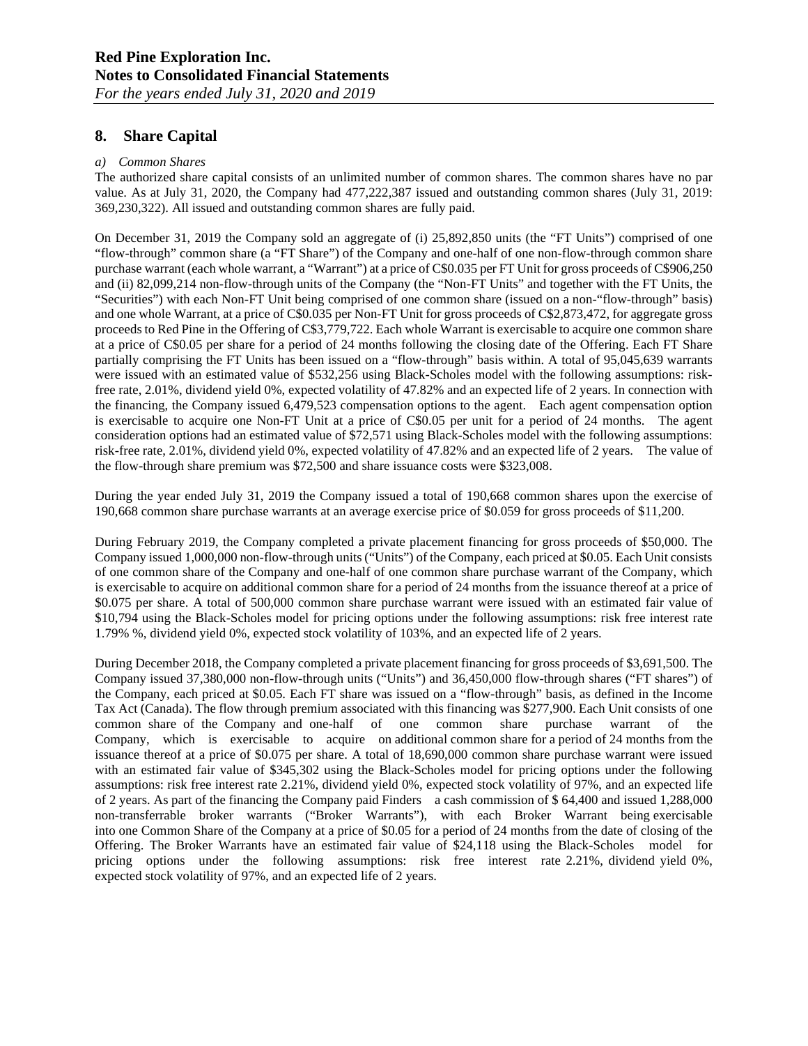## 8. Share Capital

*a) Common Shares*

The authorized share capital consists of an unlimited number of common shares. The common shares have no par value. As at July 31, 2020, the Company had 477,222,387 issued and outstanding common shares (July 31, 2019: 369,230,322). All issued and outstanding common shares are fully paid.

On December 31, 2019 the Company sold an aggregate of (i) 25,892,850 units (the "FT Units") comprised of one "flow-through" common share (a "FT Share") of the Company and one-half of one non-flow-through common share purchase warrant (each whole warrant, a "Warrant") at a price of C$0.035 per FT Unit for gross proceeds of C$906,250 and (ii) 82,099,214 non-flow-through units of the Company (the "Non-FT Units" and together with the FT Units, the "Securities") with each Non-FT Unit being comprised of one common share (issued on a non-"flow-through" basis) and one whole Warrant, at a price of C$0.035 per Non-FT Unit for gross proceeds of C$2,873,472, for aggregate gross proceeds to Red Pine in the Offering of C$3,779,722. Each whole Warrant is exercisable to acquire one common share at a price of C$0.05 per share for a period of 24 months following the closing date of the Offering. Each FT Share partially comprising the FT Units has been issued on a "flow-through" basis within. A total of 95,045,639 warrants were issued with an estimated value of $532,256 using Black-Scholes model with the following assumptions: risk-free rate, 2.01%, dividend yield 0%, expected volatility of 47.82% and an expected life of 2 years. In connection with the financing, the Company issued 6,479,523 compensation options to the agent. Each agent compensation option is exercisable to acquire one Non-FT Unit at a price of C$0.05 per unit for a period of 24 months. The agent consideration options had an estimated value of $72,571 using Black-Scholes model with the following assumptions: risk-free rate, 2.01%, dividend yield 0%, expected volatility of 47.82% and an expected life of 2 years. The value of the flow-through share premium was $72,500 and share issuance costs were $323,008.

During the year ended July 31, 2019 the Company issued a total of 190,668 common shares upon the exercise of 190,668 common share purchase warrants at an average exercise price of $0.059 for gross proceeds of $11,200.

During February 2019, the Company completed a private placement financing for gross proceeds of $50,000. The Company issued 1,000,000 non-flow-through units ("Units") of the Company, each priced at $0.05. Each Unit consists of one common share of the Company and one-half of one common share purchase warrant of the Company, which is exercisable to acquire on additional common share for a period of 24 months from the issuance thereof at a price of $0.075 per share. A total of 500,000 common share purchase warrant were issued with an estimated fair value of $10,794 using the Black-Scholes model for pricing options under the following assumptions: risk free interest rate 1.79% %, dividend yield 0%, expected stock volatility of 103%, and an expected life of 2 years.

During December 2018, the Company completed a private placement financing for gross proceeds of $3,691,500. The Company issued 37,380,000 non-flow-through units ("Units") and 36,450,000 flow-through shares ("FT shares") of the Company, each priced at $0.05. Each FT share was issued on a "flow-through" basis, as defined in the Income Tax Act (Canada). The flow through premium associated with this financing was $277,900. Each Unit consists of one common share of the Company and one-half of one common share purchase warrant of the Company, which is exercisable to acquire on additional common share for a period of 24 months from the issuance thereof at a price of $0.075 per share. A total of 18,690,000 common share purchase warrant were issued with an estimated fair value of $345,302 using the Black-Scholes model for pricing options under the following assumptions: risk free interest rate 2.21%, dividend yield 0%, expected stock volatility of 97%, and an expected life of 2 years. As part of the financing the Company paid Finders a cash commission of $ 64,400 and issued 1,288,000 non-transferrable broker warrants ("Broker Warrants"), with each Broker Warrant being exercisable into one Common Share of the Company at a price of $0.05 for a period of 24 months from the date of closing of the Offering. The Broker Warrants have an estimated fair value of $24,118 using the Black-Scholes model for pricing options under the following assumptions: risk free interest rate 2.21%, dividend yield 0%, expected stock volatility of 97%, and an expected life of 2 years.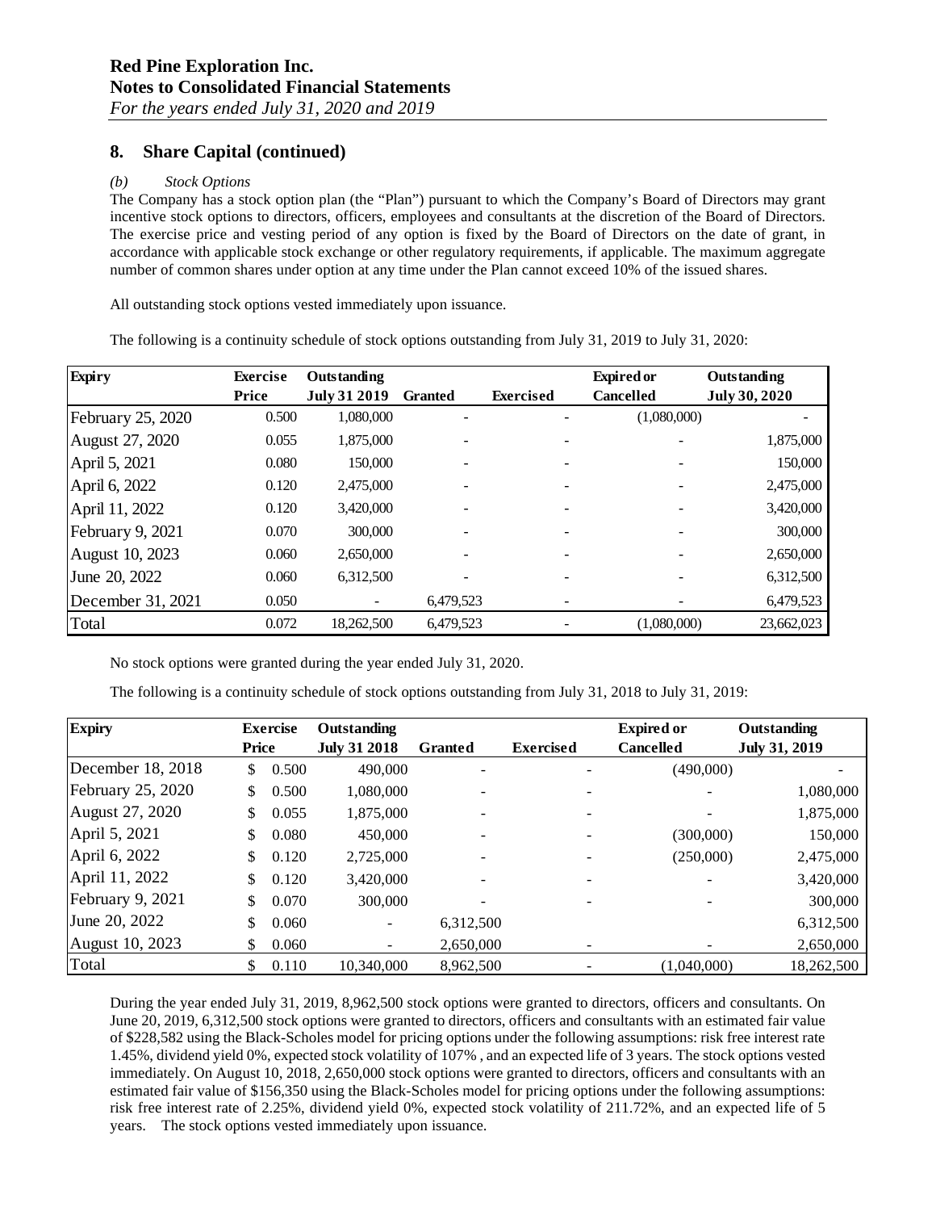## 8. Share Capital (continued)

*(b) Stock Options*

The Company has a stock option plan (the "Plan") pursuant to which the Company's Board of Directors may grant incentive stock options to directors, officers, employees and consultants at the discretion of the Board of Directors. The exercise price and vesting period of any option is fixed by the Board of Directors on the date of grant, in accordance with applicable stock exchange or other regulatory requirements, if applicable. The maximum aggregate number of common shares under option at any time under the Plan cannot exceed 10% of the issued shares.

All outstanding stock options vested immediately upon issuance.

The following is a continuity schedule of stock options outstanding from July 31, 2019 to July 31, 2020:

| Expiry | Exercise Price | Outstanding July 31 2019 | Granted | Exercised | Expired or Cancelled | Outstanding July 30, 2020 |
|---|---|---|---|---|---|---|
| February 25, 2020 | 0.500 | 1,080,000 | - | - | (1,080,000) | - |
| August 27, 2020 | 0.055 | 1,875,000 | - | - | - | 1,875,000 |
| April 5, 2021 | 0.080 | 150,000 | - | - | - | 150,000 |
| April 6, 2022 | 0.120 | 2,475,000 | - | - | - | 2,475,000 |
| April 11, 2022 | 0.120 | 3,420,000 | - | - | - | 3,420,000 |
| February 9, 2021 | 0.070 | 300,000 | - | - | - | 300,000 |
| August 10, 2023 | 0.060 | 2,650,000 | - | - | - | 2,650,000 |
| June 20, 2022 | 0.060 | 6,312,500 | - | - | - | 6,312,500 |
| December 31, 2021 | 0.050 | - | 6,479,523 | - | - | 6,479,523 |
| Total | 0.072 | 18,262,500 | 6,479,523 | - | (1,080,000) | 23,662,023 |

No stock options were granted during the year ended July 31, 2020.

The following is a continuity schedule of stock options outstanding from July 31, 2018 to July 31, 2019:

| Expiry | Exercise Price | Outstanding July 31 2018 | Granted | Exercised | Expired or Cancelled | Outstanding July 31, 2019 |
|---|---|---|---|---|---|---|
| December 18, 2018 | $ 0.500 | 490,000 | - | - | (490,000) | - |
| February 25, 2020 | $ 0.500 | 1,080,000 | - | - | - | 1,080,000 |
| August 27, 2020 | $ 0.055 | 1,875,000 | - | - | - | 1,875,000 |
| April 5, 2021 | $ 0.080 | 450,000 | - | - | (300,000) | 150,000 |
| April 6, 2022 | $ 0.120 | 2,725,000 | - | - | (250,000) | 2,475,000 |
| April 11, 2022 | $ 0.120 | 3,420,000 | - | - | - | 3,420,000 |
| February 9, 2021 | $ 0.070 | 300,000 | - | - | - | 300,000 |
| June 20, 2022 | $ 0.060 | - | 6,312,500 | | | 6,312,500 |
| August 10, 2023 | $ 0.060 | - | 2,650,000 | - | - | 2,650,000 |
| Total | $ 0.110 | 10,340,000 | 8,962,500 | - | (1,040,000) | 18,262,500 |

During the year ended July 31, 2019, 8,962,500 stock options were granted to directors, officers and consultants. On June 20, 2019, 6,312,500 stock options were granted to directors, officers and consultants with an estimated fair value of $228,582 using the Black-Scholes model for pricing options under the following assumptions: risk free interest rate 1.45%, dividend yield 0%, expected stock volatility of 107% , and an expected life of 3 years. The stock options vested immediately. On August 10, 2018, 2,650,000 stock options were granted to directors, officers and consultants with an estimated fair value of $156,350 using the Black-Scholes model for pricing options under the following assumptions: risk free interest rate of 2.25%, dividend yield 0%, expected stock volatility of 211.72%, and an expected life of 5 years. The stock options vested immediately upon issuance.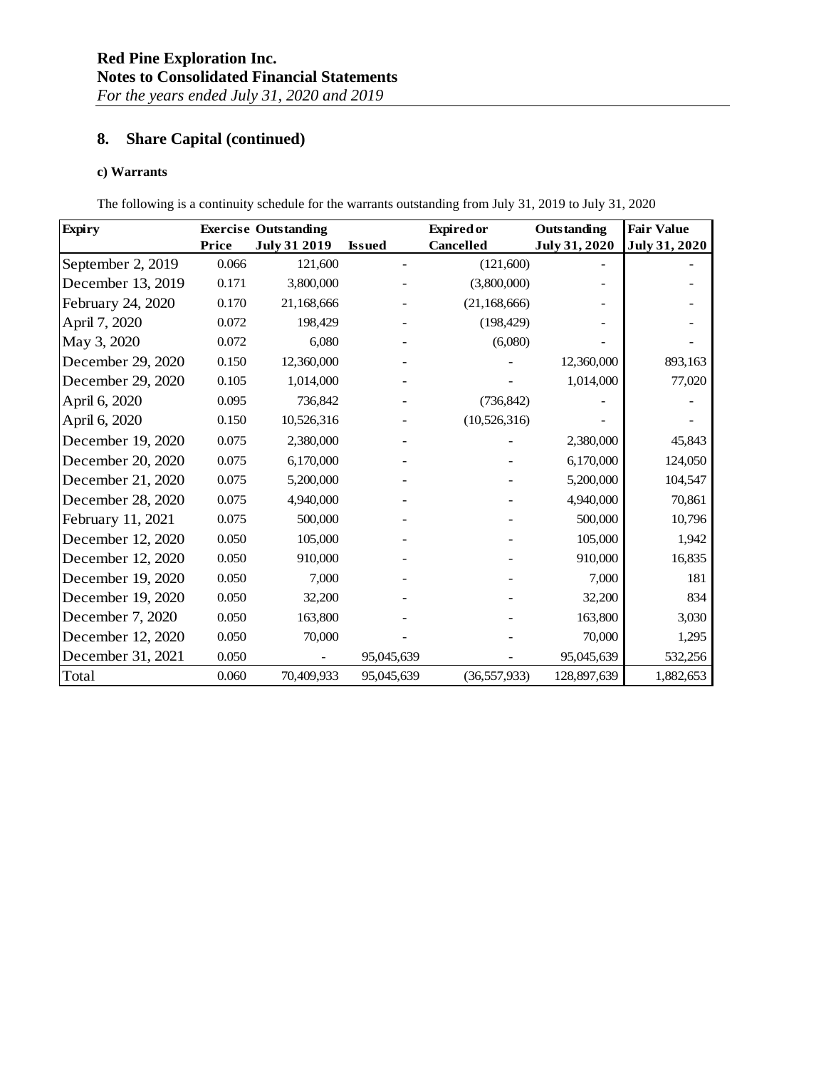## 8. Share Capital (continued)

### c) Warrants

The following is a continuity schedule for the warrants outstanding from July 31, 2019 to July 31, 2020

| Expiry | Exercise Price | Outstanding July 31 2019 | Issued | Expired or Cancelled | Outstanding July 31, 2020 | Fair Value July 31, 2020 |
|---|---|---|---|---|---|---|
| September 2, 2019 | 0.066 | 121,600 | - | (121,600) | - | - |
| December 13, 2019 | 0.171 | 3,800,000 | - | (3,800,000) | - | - |
| February 24, 2020 | 0.170 | 21,168,666 | - | (21,168,666) | - | - |
| April 7, 2020 | 0.072 | 198,429 | - | (198,429) | - | - |
| May 3, 2020 | 0.072 | 6,080 | - | (6,080) | - | - |
| December 29, 2020 | 0.150 | 12,360,000 | - | - | 12,360,000 | 893,163 |
| December 29, 2020 | 0.105 | 1,014,000 | - | - | 1,014,000 | 77,020 |
| April 6, 2020 | 0.095 | 736,842 | - | (736,842) | - | - |
| April 6, 2020 | 0.150 | 10,526,316 | - | (10,526,316) | - | - |
| December 19, 2020 | 0.075 | 2,380,000 | - | - | 2,380,000 | 45,843 |
| December 20, 2020 | 0.075 | 6,170,000 | - | - | 6,170,000 | 124,050 |
| December 21, 2020 | 0.075 | 5,200,000 | - | - | 5,200,000 | 104,547 |
| December 28, 2020 | 0.075 | 4,940,000 | - | - | 4,940,000 | 70,861 |
| February 11, 2021 | 0.075 | 500,000 | - | - | 500,000 | 10,796 |
| December 12, 2020 | 0.050 | 105,000 | - | - | 105,000 | 1,942 |
| December 12, 2020 | 0.050 | 910,000 | - | - | 910,000 | 16,835 |
| December 19, 2020 | 0.050 | 7,000 | - | - | 7,000 | 181 |
| December 19, 2020 | 0.050 | 32,200 | - | - | 32,200 | 834 |
| December 7, 2020 | 0.050 | 163,800 | - | - | 163,800 | 3,030 |
| December 12, 2020 | 0.050 | 70,000 | - | - | 70,000 | 1,295 |
| December 31, 2021 | 0.050 | - | 95,045,639 | - | 95,045,639 | 532,256 |
| Total | 0.060 | 70,409,933 | 95,045,639 | (36,557,933) | 128,897,639 | 1,882,653 |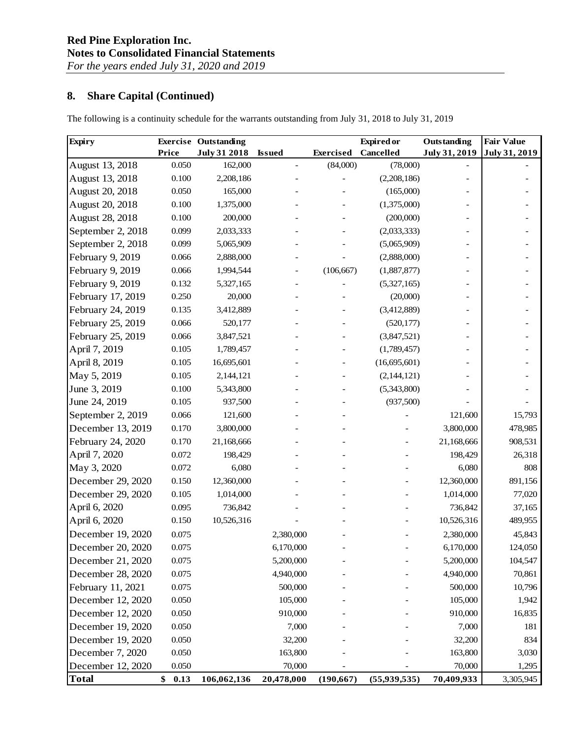**Red Pine Exploration Inc.**
**Notes to Consolidated Financial Statements**
*For the years ended July 31, 2020 and 2019*

## 8. Share Capital (Continued)

The following is a continuity schedule for the warrants outstanding from July 31, 2018 to July 31, 2019

| Expiry | Exercise Price | Outstanding July 31 2018 | Issued | Exercised | Expired or Cancelled | Outstanding July 31, 2019 | Fair Value July 31, 2019 |
|---|---|---|---|---|---|---|---|
| August 13, 2018 | 0.050 | 162,000 | - | (84,000) | (78,000) | - | - |
| August 13, 2018 | 0.100 | 2,208,186 | - | - | (2,208,186) | - | - |
| August 20, 2018 | 0.050 | 165,000 | - | - | (165,000) | - | - |
| August 20, 2018 | 0.100 | 1,375,000 | - | - | (1,375,000) | - | - |
| August 28, 2018 | 0.100 | 200,000 | - | - | (200,000) | - | - |
| September 2, 2018 | 0.099 | 2,033,333 | - | - | (2,033,333) | - | - |
| September 2, 2018 | 0.099 | 5,065,909 | - | - | (5,065,909) | - | - |
| February 9, 2019 | 0.066 | 2,888,000 | - | - | (2,888,000) | - | - |
| February 9, 2019 | 0.066 | 1,994,544 | - | (106,667) | (1,887,877) | - | - |
| February 9, 2019 | 0.132 | 5,327,165 | - | - | (5,327,165) | - | - |
| February 17, 2019 | 0.250 | 20,000 | - | - | (20,000) | - | - |
| February 24, 2019 | 0.135 | 3,412,889 | - | - | (3,412,889) | - | - |
| February 25, 2019 | 0.066 | 520,177 | - | - | (520,177) | - | - |
| February 25, 2019 | 0.066 | 3,847,521 | - | - | (3,847,521) | - | - |
| April 7, 2019 | 0.105 | 1,789,457 | - | - | (1,789,457) | - | - |
| April 8, 2019 | 0.105 | 16,695,601 | - | - | (16,695,601) | - | - |
| May 5, 2019 | 0.105 | 2,144,121 | - | - | (2,144,121) | - | - |
| June 3, 2019 | 0.100 | 5,343,800 | - | - | (5,343,800) | - | - |
| June 24, 2019 | 0.105 | 937,500 | - | - | (937,500) | - | - |
| September 2, 2019 | 0.066 | 121,600 | - | - | - | 121,600 | 15,793 |
| December 13, 2019 | 0.170 | 3,800,000 | - | - | - | 3,800,000 | 478,985 |
| February 24, 2020 | 0.170 | 21,168,666 | - | - | - | 21,168,666 | 908,531 |
| April 7, 2020 | 0.072 | 198,429 | - | - | - | 198,429 | 26,318 |
| May 3, 2020 | 0.072 | 6,080 | - | - | - | 6,080 | 808 |
| December 29, 2020 | 0.150 | 12,360,000 | - | - | - | 12,360,000 | 891,156 |
| December 29, 2020 | 0.105 | 1,014,000 | - | - | - | 1,014,000 | 77,020 |
| April 6, 2020 | 0.095 | 736,842 | - | - | - | 736,842 | 37,165 |
| April 6, 2020 | 0.150 | 10,526,316 | - | - | - | 10,526,316 | 489,955 |
| December 19, 2020 | 0.075 | | 2,380,000 | - | - | 2,380,000 | 45,843 |
| December 20, 2020 | 0.075 | | 6,170,000 | - | - | 6,170,000 | 124,050 |
| December 21, 2020 | 0.075 | | 5,200,000 | - | - | 5,200,000 | 104,547 |
| December 28, 2020 | 0.075 | | 4,940,000 | - | - | 4,940,000 | 70,861 |
| February 11, 2021 | 0.075 | | 500,000 | - | - | 500,000 | 10,796 |
| December 12, 2020 | 0.050 | | 105,000 | - | - | 105,000 | 1,942 |
| December 12, 2020 | 0.050 | | 910,000 | - | - | 910,000 | 16,835 |
| December 19, 2020 | 0.050 | | 7,000 | - | - | 7,000 | 181 |
| December 19, 2020 | 0.050 | | 32,200 | - | - | 32,200 | 834 |
| December 7, 2020 | 0.050 | | 163,800 | - | - | 163,800 | 3,030 |
| December 12, 2020 | 0.050 | | 70,000 | - | - | 70,000 | 1,295 |
| **Total** | **$ 0.13** | **106,062,136** | **20,478,000** | **(190,667)** | **(55,939,535)** | **70,409,933** | 3,305,945 |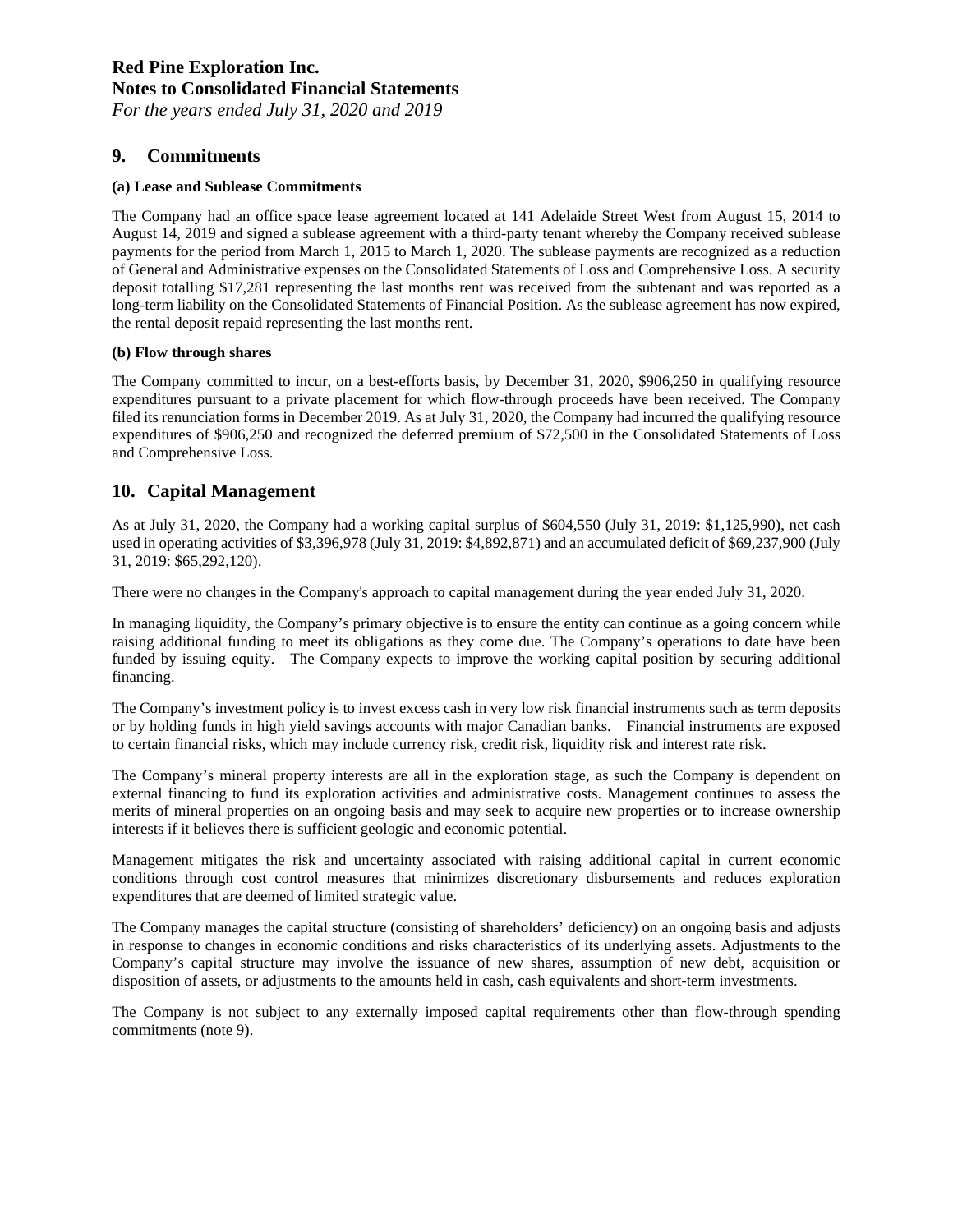## 9. Commitments

**(a) Lease and Sublease Commitments**

The Company had an office space lease agreement located at 141 Adelaide Street West from August 15, 2014 to August 14, 2019 and signed a sublease agreement with a third-party tenant whereby the Company received sublease payments for the period from March 1, 2015 to March 1, 2020. The sublease payments are recognized as a reduction of General and Administrative expenses on the Consolidated Statements of Loss and Comprehensive Loss. A security deposit totalling $17,281 representing the last months rent was received from the subtenant and was reported as a long-term liability on the Consolidated Statements of Financial Position. As the sublease agreement has now expired, the rental deposit repaid representing the last months rent.

**(b) Flow through shares**

The Company committed to incur, on a best-efforts basis, by December 31, 2020, $906,250 in qualifying resource expenditures pursuant to a private placement for which flow-through proceeds have been received. The Company filed its renunciation forms in December 2019. As at July 31, 2020, the Company had incurred the qualifying resource expenditures of $906,250 and recognized the deferred premium of $72,500 in the Consolidated Statements of Loss and Comprehensive Loss.

## 10. Capital Management

As at July 31, 2020, the Company had a working capital surplus of $604,550 (July 31, 2019: $1,125,990), net cash used in operating activities of $3,396,978 (July 31, 2019: $4,892,871) and an accumulated deficit of $69,237,900 (July 31, 2019: $65,292,120).

There were no changes in the Company's approach to capital management during the year ended July 31, 2020.

In managing liquidity, the Company's primary objective is to ensure the entity can continue as a going concern while raising additional funding to meet its obligations as they come due. The Company's operations to date have been funded by issuing equity. The Company expects to improve the working capital position by securing additional financing.

The Company's investment policy is to invest excess cash in very low risk financial instruments such as term deposits or by holding funds in high yield savings accounts with major Canadian banks. Financial instruments are exposed to certain financial risks, which may include currency risk, credit risk, liquidity risk and interest rate risk.

The Company's mineral property interests are all in the exploration stage, as such the Company is dependent on external financing to fund its exploration activities and administrative costs. Management continues to assess the merits of mineral properties on an ongoing basis and may seek to acquire new properties or to increase ownership interests if it believes there is sufficient geologic and economic potential.

Management mitigates the risk and uncertainty associated with raising additional capital in current economic conditions through cost control measures that minimizes discretionary disbursements and reduces exploration expenditures that are deemed of limited strategic value.

The Company manages the capital structure (consisting of shareholders' deficiency) on an ongoing basis and adjusts in response to changes in economic conditions and risks characteristics of its underlying assets. Adjustments to the Company's capital structure may involve the issuance of new shares, assumption of new debt, acquisition or disposition of assets, or adjustments to the amounts held in cash, cash equivalents and short-term investments.

The Company is not subject to any externally imposed capital requirements other than flow-through spending commitments (note 9).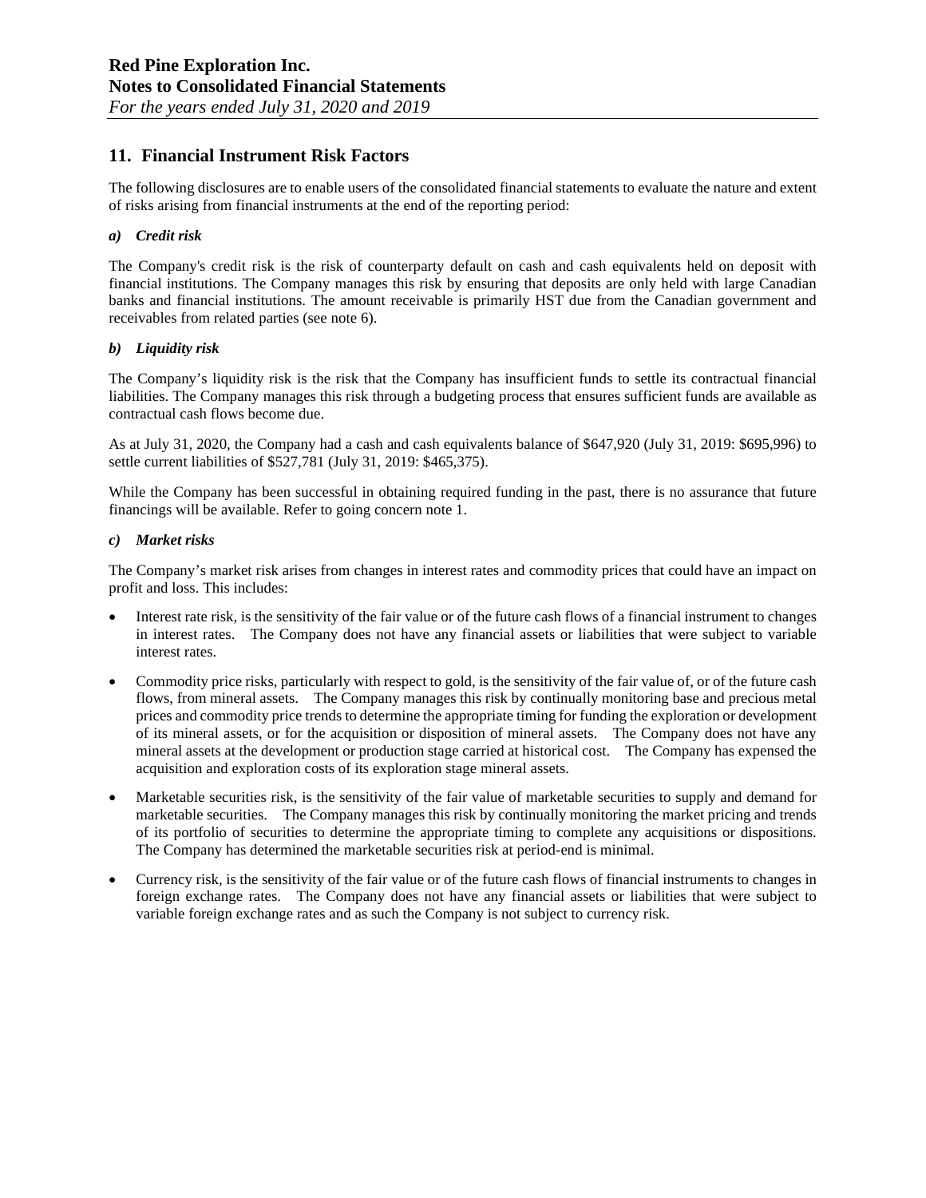## 11. Financial Instrument Risk Factors

The following disclosures are to enable users of the consolidated financial statements to evaluate the nature and extent of risks arising from financial instruments at the end of the reporting period:

### *a) Credit risk*

The Company's credit risk is the risk of counterparty default on cash and cash equivalents held on deposit with financial institutions. The Company manages this risk by ensuring that deposits are only held with large Canadian banks and financial institutions. The amount receivable is primarily HST due from the Canadian government and receivables from related parties (see note 6).

### *b) Liquidity risk*

The Company's liquidity risk is the risk that the Company has insufficient funds to settle its contractual financial liabilities. The Company manages this risk through a budgeting process that ensures sufficient funds are available as contractual cash flows become due.

As at July 31, 2020, the Company had a cash and cash equivalents balance of $647,920 (July 31, 2019: $695,996) to settle current liabilities of $527,781 (July 31, 2019: $465,375).

While the Company has been successful in obtaining required funding in the past, there is no assurance that future financings will be available. Refer to going concern note 1.

### *c) Market risks*

The Company's market risk arises from changes in interest rates and commodity prices that could have an impact on profit and loss. This includes:

- Interest rate risk, is the sensitivity of the fair value or of the future cash flows of a financial instrument to changes in interest rates. The Company does not have any financial assets or liabilities that were subject to variable interest rates.
- Commodity price risks, particularly with respect to gold, is the sensitivity of the fair value of, or of the future cash flows, from mineral assets. The Company manages this risk by continually monitoring base and precious metal prices and commodity price trends to determine the appropriate timing for funding the exploration or development of its mineral assets, or for the acquisition or disposition of mineral assets. The Company does not have any mineral assets at the development or production stage carried at historical cost. The Company has expensed the acquisition and exploration costs of its exploration stage mineral assets.
- Marketable securities risk, is the sensitivity of the fair value of marketable securities to supply and demand for marketable securities. The Company manages this risk by continually monitoring the market pricing and trends of its portfolio of securities to determine the appropriate timing to complete any acquisitions or dispositions. The Company has determined the marketable securities risk at period-end is minimal.
- Currency risk, is the sensitivity of the fair value or of the future cash flows of financial instruments to changes in foreign exchange rates. The Company does not have any financial assets or liabilities that were subject to variable foreign exchange rates and as such the Company is not subject to currency risk.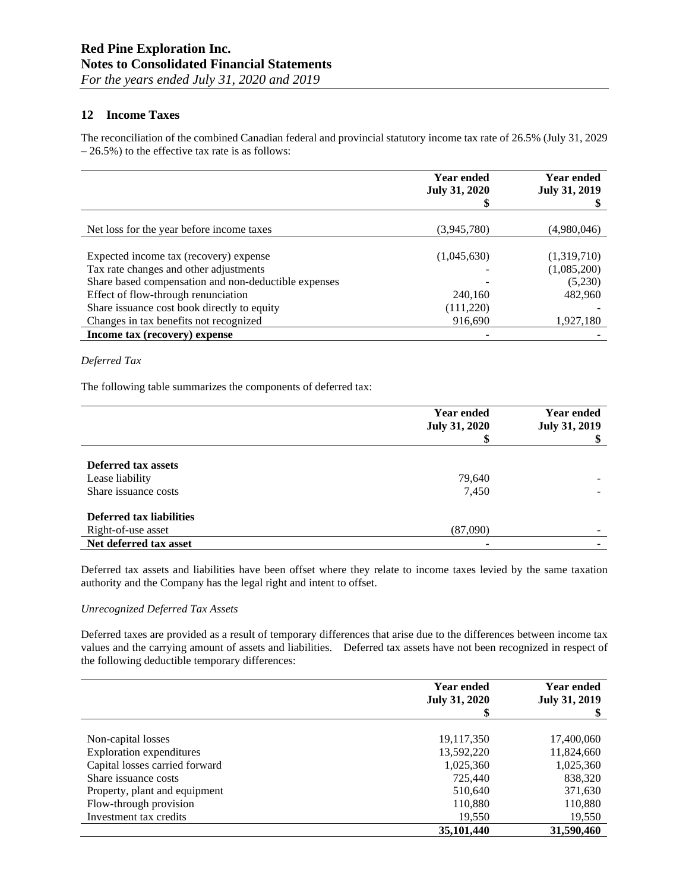## 12 Income Taxes

The reconciliation of the combined Canadian federal and provincial statutory income tax rate of 26.5% (July 31, 2029 – 26.5%) to the effective tax rate is as follows:

| | Year ended July 31, 2020 $ | Year ended July 31, 2019 $ |
|---|---|---|
| Net loss for the year before income taxes | (3,945,780) | (4,980,046) |
| Expected income tax (recovery) expense | (1,045,630) | (1,319,710) |
| Tax rate changes and other adjustments | - | (1,085,200) |
| Share based compensation and non-deductible expenses | - | (5,230) |
| Effect of flow-through renunciation | 240,160 | 482,960 |
| Share issuance cost book directly to equity | (111,220) | - |
| Changes in tax benefits not recognized | 916,690 | 1,927,180 |
| **Income tax (recovery) expense** | **-** | **-** |

*Deferred Tax*

The following table summarizes the components of deferred tax:

| | Year ended July 31, 2020 $ | Year ended July 31, 2019 $ |
|---|---|---|
| **Deferred tax assets** | | |
| Lease liability | 79,640 | - |
| Share issuance costs | 7,450 | - |
| **Deferred tax liabilities** | | |
| Right-of-use asset | (87,090) | - |
| **Net deferred tax asset** | **-** | **-** |

Deferred tax assets and liabilities have been offset where they relate to income taxes levied by the same taxation authority and the Company has the legal right and intent to offset.

*Unrecognized Deferred Tax Assets*

Deferred taxes are provided as a result of temporary differences that arise due to the differences between income tax values and the carrying amount of assets and liabilities. Deferred tax assets have not been recognized in respect of the following deductible temporary differences:

| | Year ended July 31, 2020 $ | Year ended July 31, 2019 $ |
|---|---|---|
| Non-capital losses | 19,117,350 | 17,400,060 |
| Exploration expenditures | 13,592,220 | 11,824,660 |
| Capital losses carried forward | 1,025,360 | 1,025,360 |
| Share issuance costs | 725,440 | 838,320 |
| Property, plant and equipment | 510,640 | 371,630 |
| Flow-through provision | 110,880 | 110,880 |
| Investment tax credits | 19,550 | 19,550 |
| | **35,101,440** | **31,590,460** |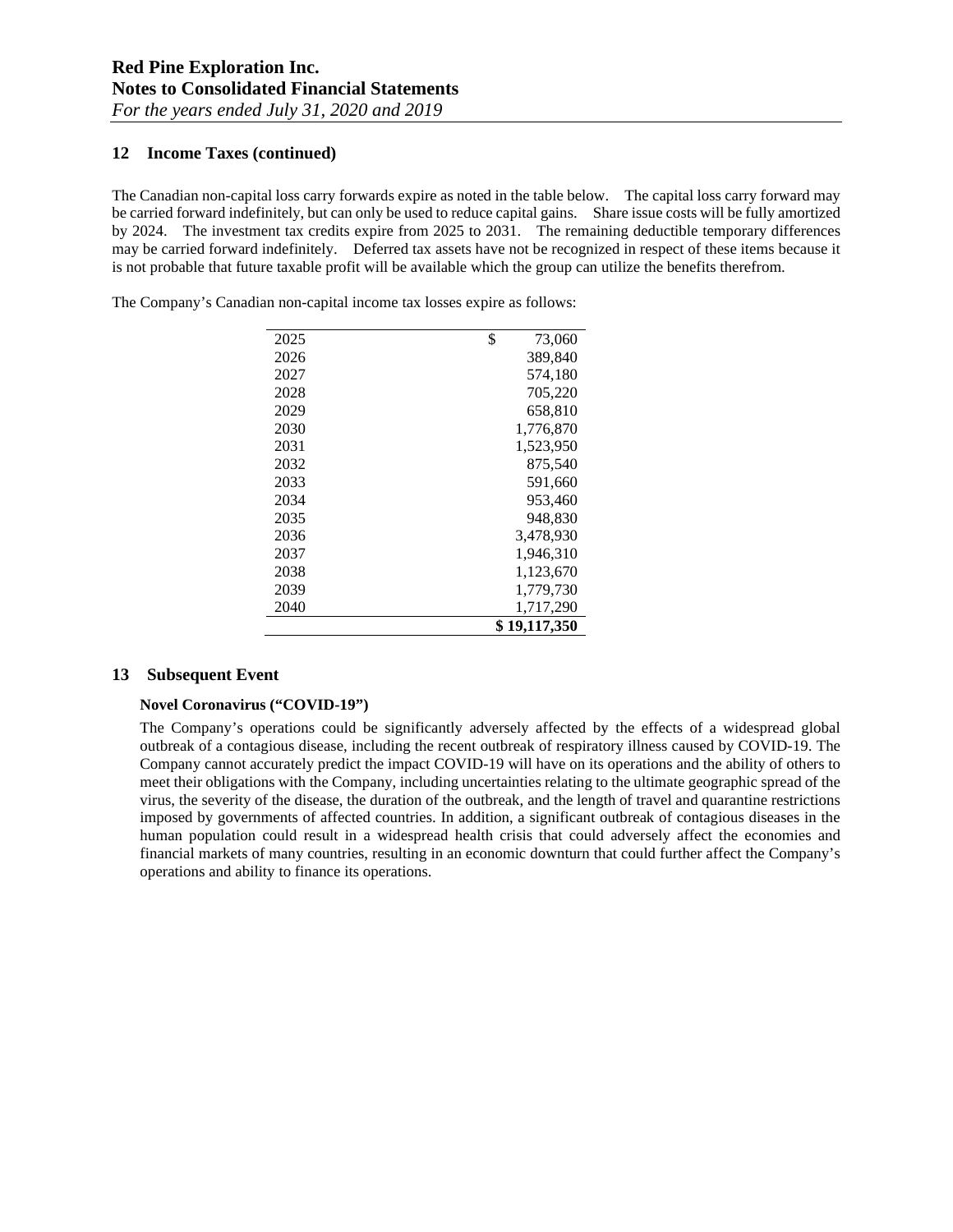## 12 Income Taxes (continued)

The Canadian non-capital loss carry forwards expire as noted in the table below. The capital loss carry forward may be carried forward indefinitely, but can only be used to reduce capital gains. Share issue costs will be fully amortized by 2024. The investment tax credits expire from 2025 to 2031. The remaining deductible temporary differences may be carried forward indefinitely. Deferred tax assets have not be recognized in respect of these items because it is not probable that future taxable profit will be available which the group can utilize the benefits therefrom.

The Company's Canadian non-capital income tax losses expire as follows:

| | |
|---|---|
| 2025 | $ 73,060 |
| 2026 | 389,840 |
| 2027 | 574,180 |
| 2028 | 705,220 |
| 2029 | 658,810 |
| 2030 | 1,776,870 |
| 2031 | 1,523,950 |
| 2032 | 875,540 |
| 2033 | 591,660 |
| 2034 | 953,460 |
| 2035 | 948,830 |
| 2036 | 3,478,930 |
| 2037 | 1,946,310 |
| 2038 | 1,123,670 |
| 2039 | 1,779,730 |
| 2040 | 1,717,290 |
| | **$ 19,117,350** |

## 13 Subsequent Event

**Novel Coronavirus ("COVID-19")**

The Company's operations could be significantly adversely affected by the effects of a widespread global outbreak of a contagious disease, including the recent outbreak of respiratory illness caused by COVID-19. The Company cannot accurately predict the impact COVID-19 will have on its operations and the ability of others to meet their obligations with the Company, including uncertainties relating to the ultimate geographic spread of the virus, the severity of the disease, the duration of the outbreak, and the length of travel and quarantine restrictions imposed by governments of affected countries. In addition, a significant outbreak of contagious diseases in the human population could result in a widespread health crisis that could adversely affect the economies and financial markets of many countries, resulting in an economic downturn that could further affect the Company's operations and ability to finance its operations.